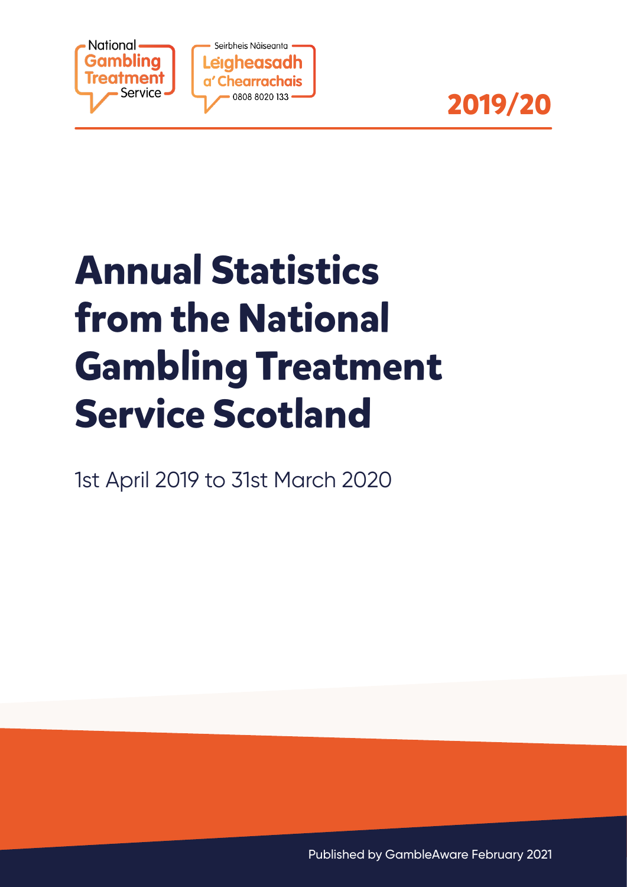National Gambling Treatment Service

Seirbheis Nàiseanta Leigheasadh a' Chearrachais 0808 8020 133

**2019/20**

# Annual Statistics from the National Gambling Treatment Service Scotland

1st April 2019 to 31st March 2020

Published by GambleAware February 2021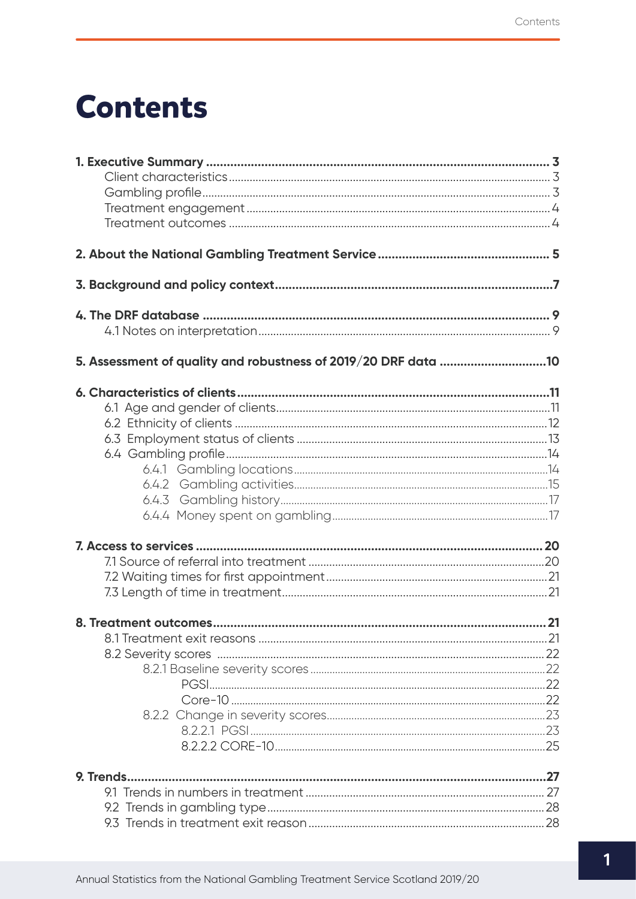# Contents

**1. Executive Summary** ............ **3**
- Client characteristics ............ 3
- Gambling profile ............ 3
- Treatment engagement ............ 4
- Treatment outcomes ............ 4

**2. About the National Gambling Treatment Service** ............ **5**

**3. Background and policy context** ............ **7**

**4. The DRF database** ............ **9**
- 4.1 Notes on interpretation ............ 9

**5. Assessment of quality and robustness of 2019/20 DRF data** ............ **10**

**6. Characteristics of clients** ............ **11**
- 6.1 Age and gender of clients ............ 11
- 6.2 Ethnicity of clients ............ 12
- 6.3 Employment status of clients ............ 13
- 6.4 Gambling profile ............ 14
  - 6.4.1 Gambling locations ............ 14
  - 6.4.2 Gambling activities ............ 15
  - 6.4.3 Gambling history ............ 17
  - 6.4.4 Money spent on gambling ............ 17

**7. Access to services** ............ **20**
- 7.1 Source of referral into treatment ............ 20
- 7.2 Waiting times for first appointment ............ 21
- 7.3 Length of time in treatment ............ 21

**8. Treatment outcomes** ............ **21**
- 8.1 Treatment exit reasons ............ 21
- 8.2 Severity scores ............ 22
  - 8.2.1 Baseline severity scores ............ 22
    - PGSI ............ 22
    - Core-10 ............ 22
  - 8.2.2 Change in severity scores ............ 23
    - 8.2.2.1 PGSI ............ 23
    - 8.2.2.2 CORE-10 ............ 25

**9. Trends** ............ **27**
- 9.1 Trends in numbers in treatment ............ 27
- 9.2 Trends in gambling type ............ 28
- 9.3 Trends in treatment exit reason ............ 28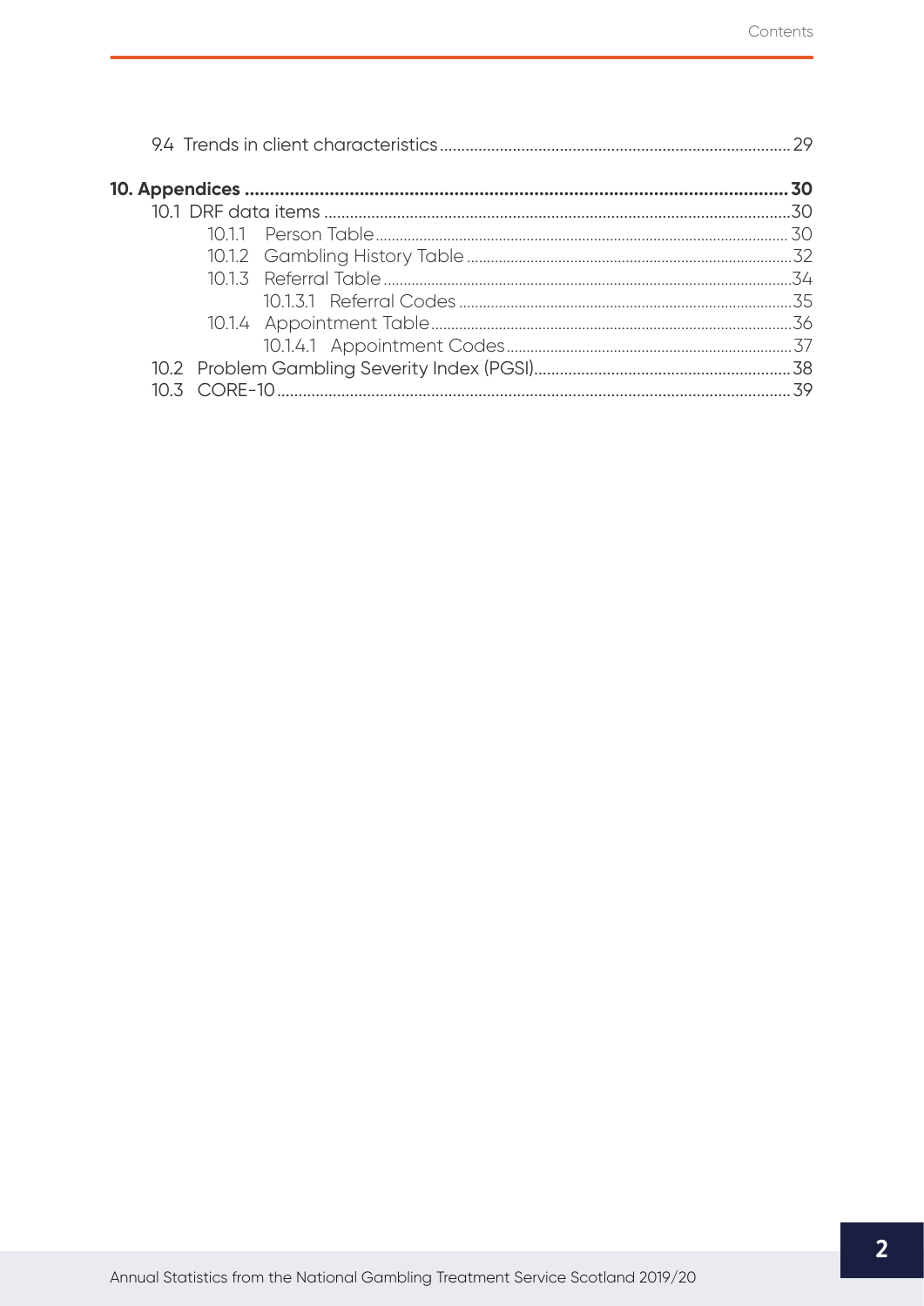9.4 Trends in client characteristics ........ 29

**10. Appendices ........ 30**

10.1 DRF data items ........ 30

10.1.1 Person Table ........ 30

10.1.2 Gambling History Table ........ 32

10.1.3 Referral Table ........ 34

10.1.3.1 Referral Codes ........ 35

10.1.4 Appointment Table ........ 36

10.1.4.1 Appointment Codes ........ 37

10.2 Problem Gambling Severity Index (PGSI) ........ 38

10.3 CORE-10 ........ 39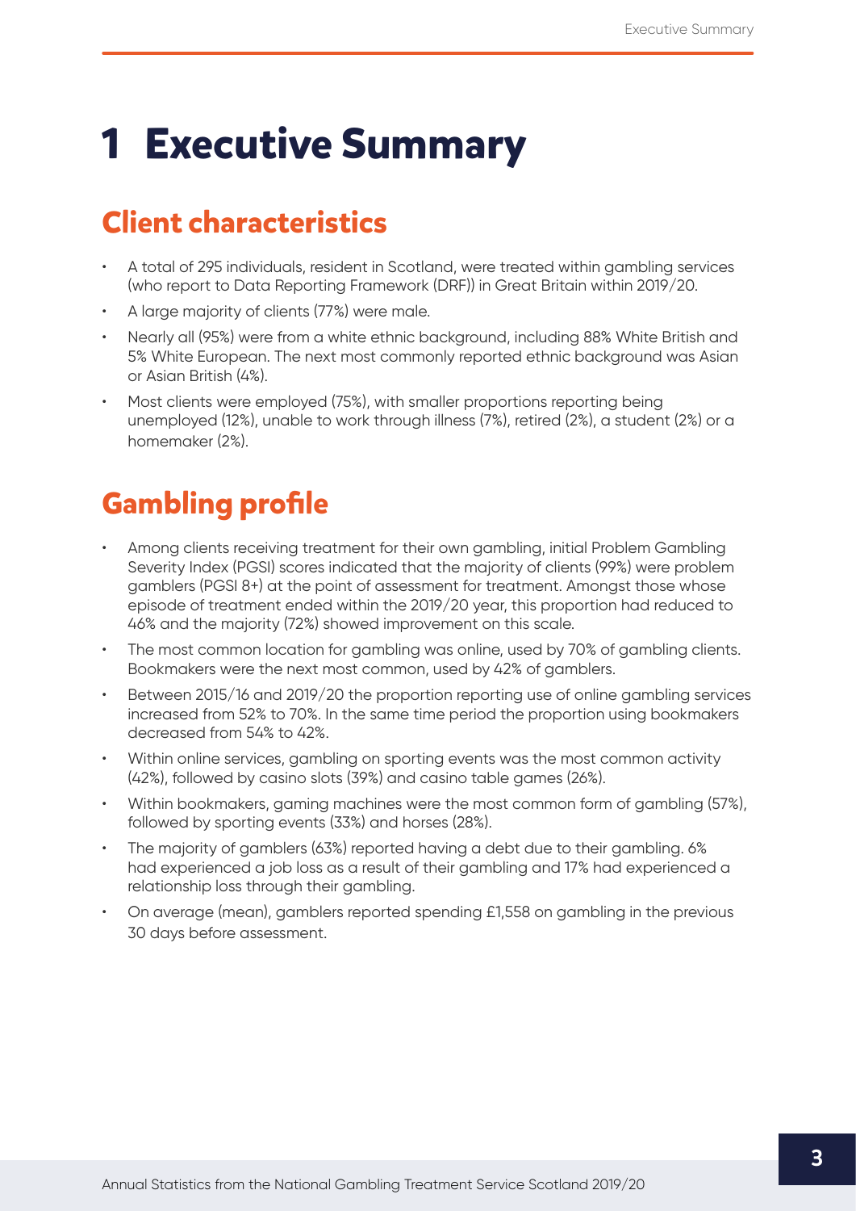# 1 Executive Summary

## Client characteristics

- A total of 295 individuals, resident in Scotland, were treated within gambling services (who report to Data Reporting Framework (DRF)) in Great Britain within 2019/20.
- A large majority of clients (77%) were male.
- Nearly all (95%) were from a white ethnic background, including 88% White British and 5% White European. The next most commonly reported ethnic background was Asian or Asian British (4%).
- Most clients were employed (75%), with smaller proportions reporting being unemployed (12%), unable to work through illness (7%), retired (2%), a student (2%) or a homemaker (2%).

## Gambling profile

- Among clients receiving treatment for their own gambling, initial Problem Gambling Severity Index (PGSI) scores indicated that the majority of clients (99%) were problem gamblers (PGSI 8+) at the point of assessment for treatment. Amongst those whose episode of treatment ended within the 2019/20 year, this proportion had reduced to 46% and the majority (72%) showed improvement on this scale.
- The most common location for gambling was online, used by 70% of gambling clients. Bookmakers were the next most common, used by 42% of gamblers.
- Between 2015/16 and 2019/20 the proportion reporting use of online gambling services increased from 52% to 70%. In the same time period the proportion using bookmakers decreased from 54% to 42%.
- Within online services, gambling on sporting events was the most common activity (42%), followed by casino slots (39%) and casino table games (26%).
- Within bookmakers, gaming machines were the most common form of gambling (57%), followed by sporting events (33%) and horses (28%).
- The majority of gamblers (63%) reported having a debt due to their gambling. 6% had experienced a job loss as a result of their gambling and 17% had experienced a relationship loss through their gambling.
- On average (mean), gamblers reported spending £1,558 on gambling in the previous 30 days before assessment.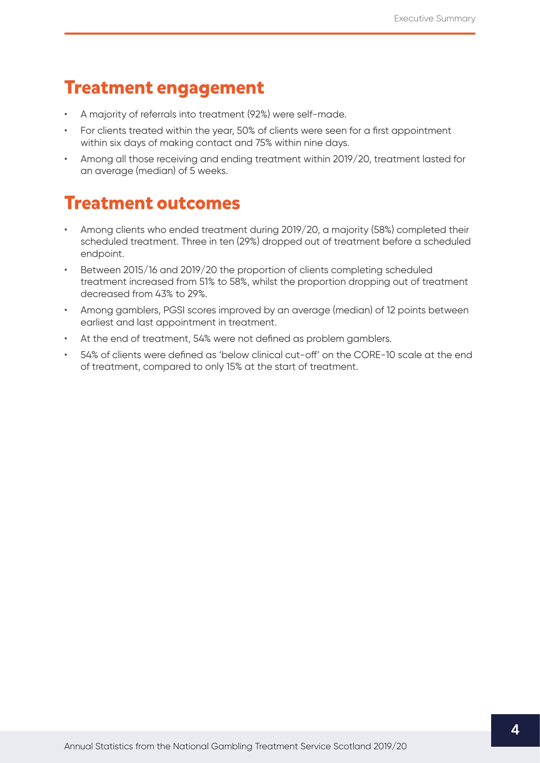## Treatment engagement

- A majority of referrals into treatment (92%) were self-made.
- For clients treated within the year, 50% of clients were seen for a first appointment within six days of making contact and 75% within nine days.
- Among all those receiving and ending treatment within 2019/20, treatment lasted for an average (median) of 5 weeks.

## Treatment outcomes

- Among clients who ended treatment during 2019/20, a majority (58%) completed their scheduled treatment. Three in ten (29%) dropped out of treatment before a scheduled endpoint.
- Between 2015/16 and 2019/20 the proportion of clients completing scheduled treatment increased from 51% to 58%, whilst the proportion dropping out of treatment decreased from 43% to 29%.
- Among gamblers, PGSI scores improved by an average (median) of 12 points between earliest and last appointment in treatment.
- At the end of treatment, 54% were not defined as problem gamblers.
- 54% of clients were defined as 'below clinical cut-off' on the CORE-10 scale at the end of treatment, compared to only 15% at the start of treatment.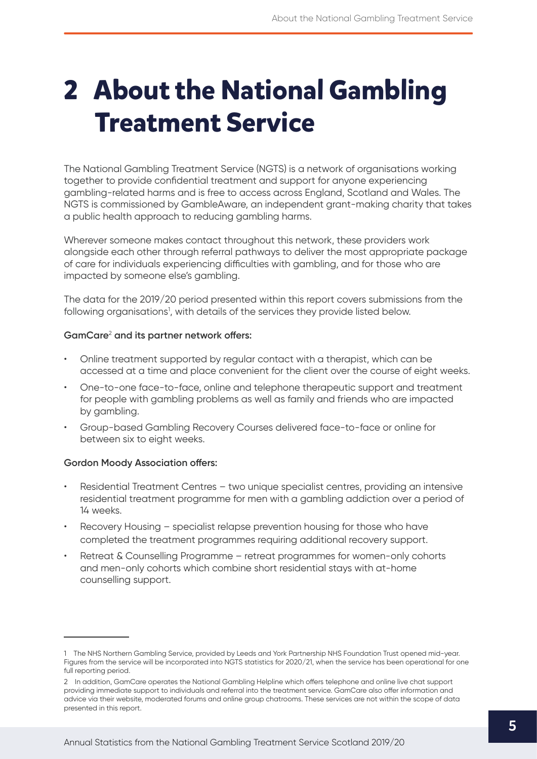# 2 About the National Gambling Treatment Service

The National Gambling Treatment Service (NGTS) is a network of organisations working together to provide confidential treatment and support for anyone experiencing gambling-related harms and is free to access across England, Scotland and Wales. The NGTS is commissioned by GambleAware, an independent grant-making charity that takes a public health approach to reducing gambling harms.

Wherever someone makes contact throughout this network, these providers work alongside each other through referral pathways to deliver the most appropriate package of care for individuals experiencing difficulties with gambling, and for those who are impacted by someone else's gambling.

The data for the 2019/20 period presented within this report covers submissions from the following organisations[1], with details of the services they provide listed below.

**GamCare[2] and its partner network offers:**

- Online treatment supported by regular contact with a therapist, which can be accessed at a time and place convenient for the client over the course of eight weeks.
- One-to-one face-to-face, online and telephone therapeutic support and treatment for people with gambling problems as well as family and friends who are impacted by gambling.
- Group-based Gambling Recovery Courses delivered face-to-face or online for between six to eight weeks.

**Gordon Moody Association offers:**

- Residential Treatment Centres – two unique specialist centres, providing an intensive residential treatment programme for men with a gambling addiction over a period of 14 weeks.
- Recovery Housing – specialist relapse prevention housing for those who have completed the treatment programmes requiring additional recovery support.
- Retreat & Counselling Programme – retreat programmes for women-only cohorts and men-only cohorts which combine short residential stays with at-home counselling support.

---

1 The NHS Northern Gambling Service, provided by Leeds and York Partnership NHS Foundation Trust opened mid-year. Figures from the service will be incorporated into NGTS statistics for 2020/21, when the service has been operational for one full reporting period.

2 In addition, GamCare operates the National Gambling Helpline which offers telephone and online live chat support providing immediate support to individuals and referral into the treatment service. GamCare also offer information and advice via their website, moderated forums and online group chatrooms. These services are not within the scope of data presented in this report.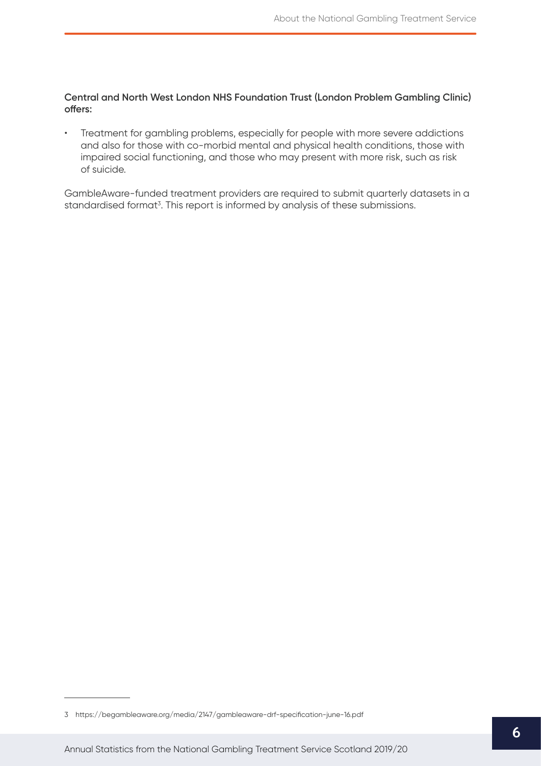**Central and North West London NHS Foundation Trust (London Problem Gambling Clinic) offers:**

- Treatment for gambling problems, especially for people with more severe addictions and also for those with co-morbid mental and physical health conditions, those with impaired social functioning, and those who may present with more risk, such as risk of suicide.

GambleAware-funded treatment providers are required to submit quarterly datasets in a standardised format[3]. This report is informed by analysis of these submissions.

3 https://begambleaware.org/media/2147/gambleaware-drf-specification-june-16.pdf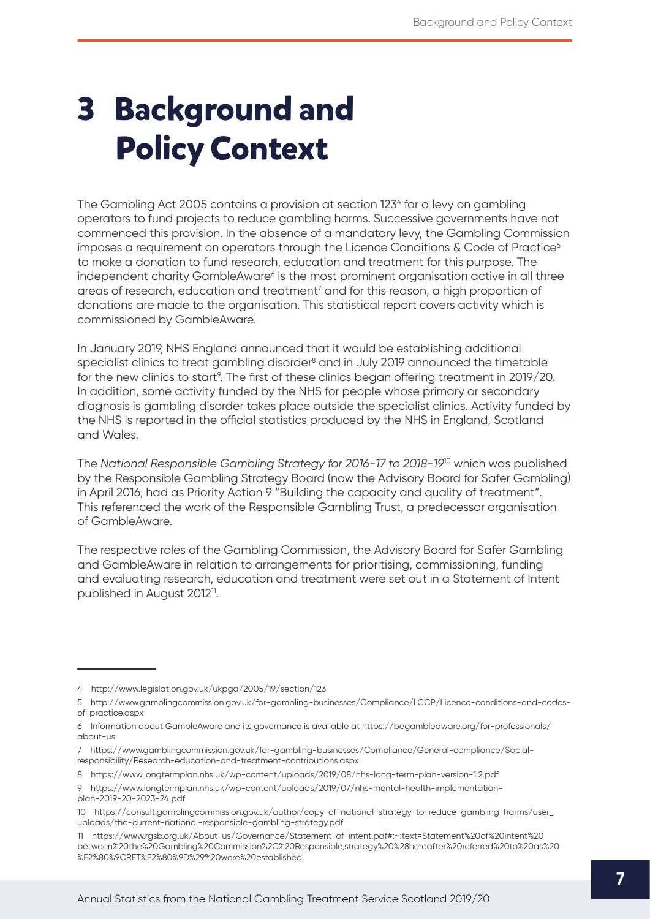# 3 Background and Policy Context

The Gambling Act 2005 contains a provision at section 123[4] for a levy on gambling operators to fund projects to reduce gambling harms. Successive governments have not commenced this provision. In the absence of a mandatory levy, the Gambling Commission imposes a requirement on operators through the Licence Conditions & Code of Practice[5] to make a donation to fund research, education and treatment for this purpose. The independent charity GambleAware[6] is the most prominent organisation active in all three areas of research, education and treatment[7] and for this reason, a high proportion of donations are made to the organisation. This statistical report covers activity which is commissioned by GambleAware.

In January 2019, NHS England announced that it would be establishing additional specialist clinics to treat gambling disorder[8] and in July 2019 announced the timetable for the new clinics to start[9]. The first of these clinics began offering treatment in 2019/20. In addition, some activity funded by the NHS for people whose primary or secondary diagnosis is gambling disorder takes place outside the specialist clinics. Activity funded by the NHS is reported in the official statistics produced by the NHS in England, Scotland and Wales.

The *National Responsible Gambling Strategy for 2016-17 to 2018-19*[10] which was published by the Responsible Gambling Strategy Board (now the Advisory Board for Safer Gambling) in April 2016, had as Priority Action 9 "Building the capacity and quality of treatment". This referenced the work of the Responsible Gambling Trust, a predecessor organisation of GambleAware.

The respective roles of the Gambling Commission, the Advisory Board for Safer Gambling and GambleAware in relation to arrangements for prioritising, commissioning, funding and evaluating research, education and treatment were set out in a Statement of Intent published in August 2012[11].

---

4 http://www.legislation.gov.uk/ukpga/2005/19/section/123

5 http://www.gamblingcommission.gov.uk/for-gambling-businesses/Compliance/LCCP/Licence-conditions-and-codes-of-practice.aspx

6 Information about GambleAware and its governance is available at https://begambleaware.org/for-professionals/about-us

7 https://www.gamblingcommission.gov.uk/for-gambling-businesses/Compliance/General-compliance/Social-responsibility/Research-education-and-treatment-contributions.aspx

8 https://www.longtermplan.nhs.uk/wp-content/uploads/2019/08/nhs-long-term-plan-version-1.2.pdf

9 https://www.longtermplan.nhs.uk/wp-content/uploads/2019/07/nhs-mental-health-implementation-plan-2019-20-2023-24.pdf

10 https://consult.gamblingcommission.gov.uk/author/copy-of-national-strategy-to-reduce-gambling-harms/user_uploads/the-current-national-responsible-gambling-strategy.pdf

11 https://www.rgsb.org.uk/About-us/Governance/Statement-of-intent.pdf#:~:text=Statement%20of%20intent%20between%20the%20Gambling%20Commission%2C%20Responsible,strategy%20%28hereafter%20referred%20to%20as%20%E2%80%9CRET%E2%80%9D%29%20were%20established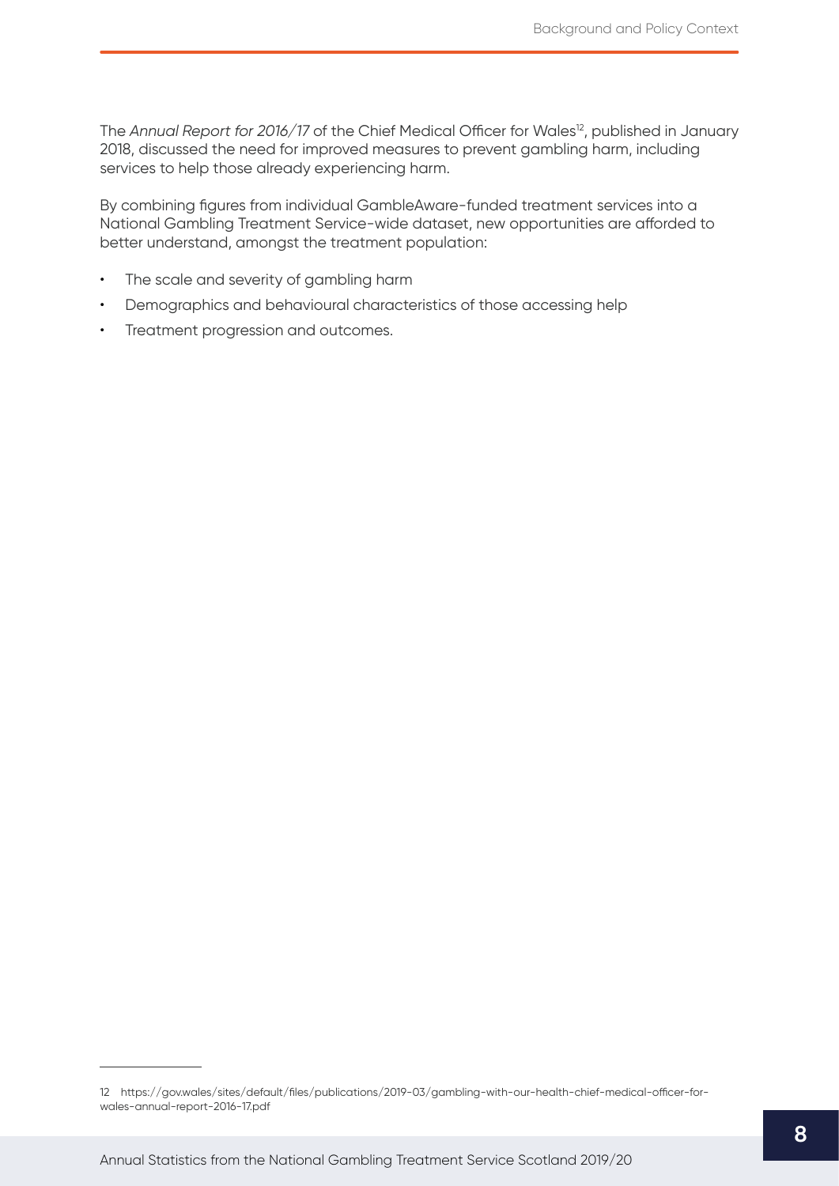The *Annual Report for 2016/17* of the Chief Medical Officer for Wales[12], published in January 2018, discussed the need for improved measures to prevent gambling harm, including services to help those already experiencing harm.

By combining figures from individual GambleAware-funded treatment services into a National Gambling Treatment Service-wide dataset, new opportunities are afforded to better understand, amongst the treatment population:

- The scale and severity of gambling harm
- Demographics and behavioural characteristics of those accessing help
- Treatment progression and outcomes.

12 https://gov.wales/sites/default/files/publications/2019-03/gambling-with-our-health-chief-medical-officer-for-wales-annual-report-2016-17.pdf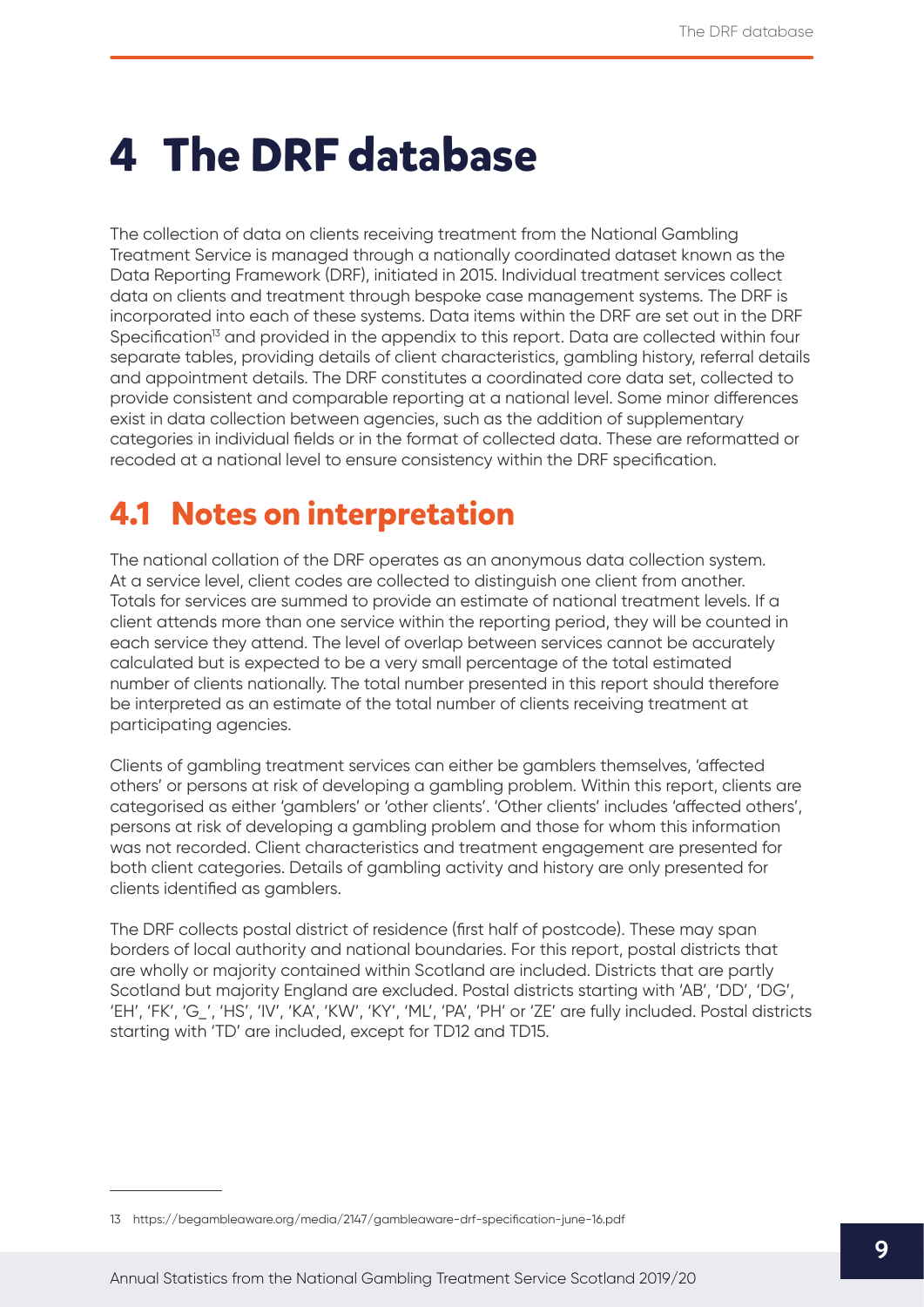# 4 The DRF database

The collection of data on clients receiving treatment from the National Gambling Treatment Service is managed through a nationally coordinated dataset known as the Data Reporting Framework (DRF), initiated in 2015. Individual treatment services collect data on clients and treatment through bespoke case management systems. The DRF is incorporated into each of these systems. Data items within the DRF are set out in the DRF Specification[13] and provided in the appendix to this report. Data are collected within four separate tables, providing details of client characteristics, gambling history, referral details and appointment details. The DRF constitutes a coordinated core data set, collected to provide consistent and comparable reporting at a national level. Some minor differences exist in data collection between agencies, such as the addition of supplementary categories in individual fields or in the format of collected data. These are reformatted or recoded at a national level to ensure consistency within the DRF specification.

## 4.1 Notes on interpretation

The national collation of the DRF operates as an anonymous data collection system. At a service level, client codes are collected to distinguish one client from another. Totals for services are summed to provide an estimate of national treatment levels. If a client attends more than one service within the reporting period, they will be counted in each service they attend. The level of overlap between services cannot be accurately calculated but is expected to be a very small percentage of the total estimated number of clients nationally. The total number presented in this report should therefore be interpreted as an estimate of the total number of clients receiving treatment at participating agencies.

Clients of gambling treatment services can either be gamblers themselves, 'affected others' or persons at risk of developing a gambling problem. Within this report, clients are categorised as either 'gamblers' or 'other clients'. 'Other clients' includes 'affected others', persons at risk of developing a gambling problem and those for whom this information was not recorded. Client characteristics and treatment engagement are presented for both client categories. Details of gambling activity and history are only presented for clients identified as gamblers.

The DRF collects postal district of residence (first half of postcode). These may span borders of local authority and national boundaries. For this report, postal districts that are wholly or majority contained within Scotland are included. Districts that are partly Scotland but majority England are excluded. Postal districts starting with 'AB', 'DD', 'DG', 'EH', 'FK', 'G_', 'HS', 'IV', 'KA', 'KW', 'KY', 'ML', 'PA', 'PH' or 'ZE' are fully included. Postal districts starting with 'TD' are included, except for TD12 and TD15.

---

13 https://begambleaware.org/media/2147/gambleaware-drf-specification-june-16.pdf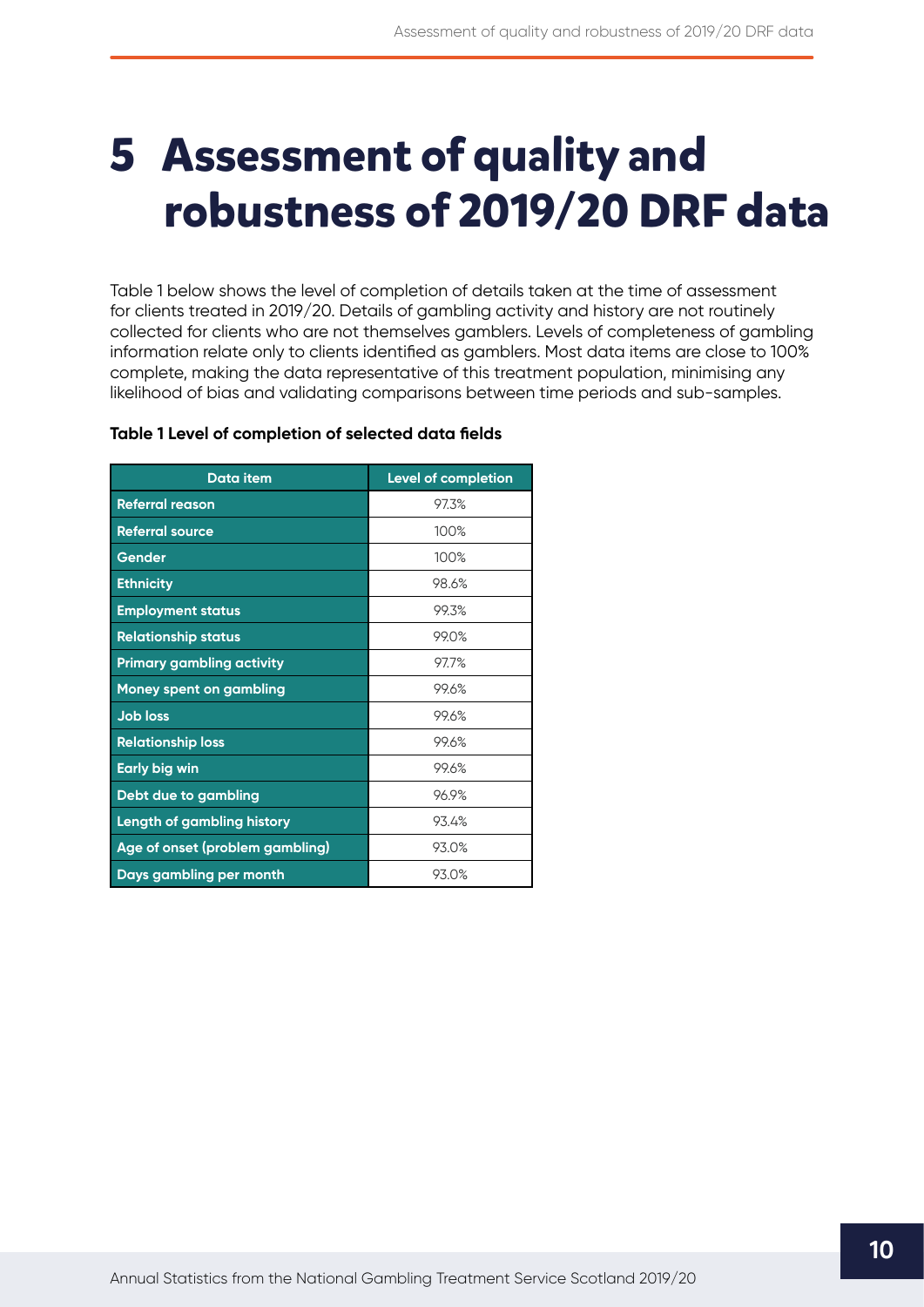# 5 Assessment of quality and robustness of 2019/20 DRF data

Table 1 below shows the level of completion of details taken at the time of assessment for clients treated in 2019/20. Details of gambling activity and history are not routinely collected for clients who are not themselves gamblers. Levels of completeness of gambling information relate only to clients identified as gamblers. Most data items are close to 100% complete, making the data representative of this treatment population, minimising any likelihood of bias and validating comparisons between time periods and sub-samples.

**Table 1 Level of completion of selected data fields**

| Data item | Level of completion |
|---|---|
| Referral reason | 97.3% |
| Referral source | 100% |
| Gender | 100% |
| Ethnicity | 98.6% |
| Employment status | 99.3% |
| Relationship status | 99.0% |
| Primary gambling activity | 97.7% |
| Money spent on gambling | 99.6% |
| Job loss | 99.6% |
| Relationship loss | 99.6% |
| Early big win | 99.6% |
| Debt due to gambling | 96.9% |
| Length of gambling history | 93.4% |
| Age of onset (problem gambling) | 93.0% |
| Days gambling per month | 93.0% |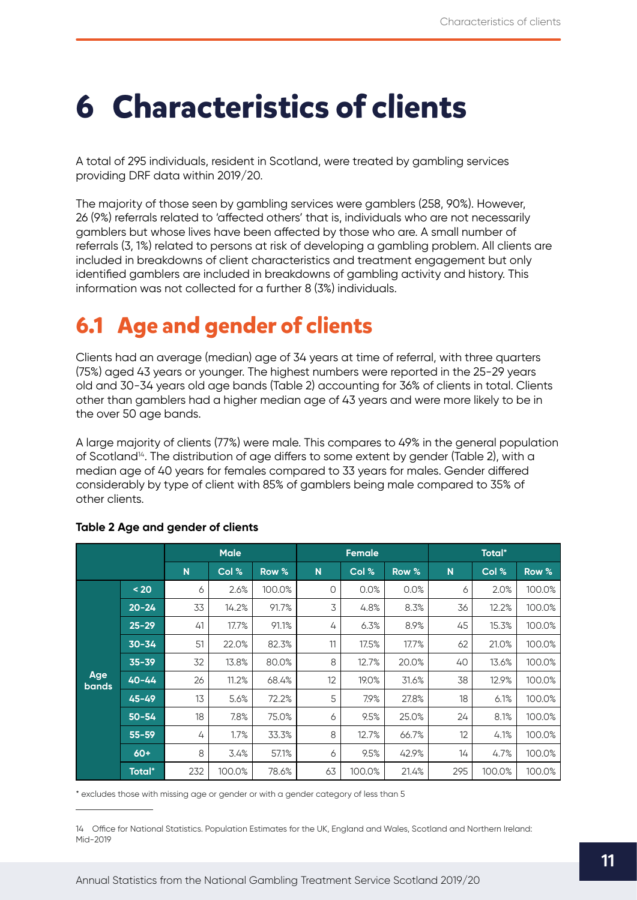# 6 Characteristics of clients

A total of 295 individuals, resident in Scotland, were treated by gambling services providing DRF data within 2019/20.

The majority of those seen by gambling services were gamblers (258, 90%). However, 26 (9%) referrals related to 'affected others' that is, individuals who are not necessarily gamblers but whose lives have been affected by those who are. A small number of referrals (3, 1%) related to persons at risk of developing a gambling problem. All clients are included in breakdowns of client characteristics and treatment engagement but only identified gamblers are included in breakdowns of gambling activity and history. This information was not collected for a further 8 (3%) individuals.

## 6.1 Age and gender of clients

Clients had an average (median) age of 34 years at time of referral, with three quarters (75%) aged 43 years or younger. The highest numbers were reported in the 25-29 years old and 30-34 years old age bands (Table 2) accounting for 36% of clients in total. Clients other than gamblers had a higher median age of 43 years and were more likely to be in the over 50 age bands.

A large majority of clients (77%) were male. This compares to 49% in the general population of Scotland[14]. The distribution of age differs to some extent by gender (Table 2), with a median age of 40 years for females compared to 33 years for males. Gender differed considerably by type of client with 85% of gamblers being male compared to 35% of other clients.

**Table 2 Age and gender of clients**

| | | Male | | | Female | | | Total* | | |
|---|---|---|---|---|---|---|---|---|---|---|
| | | N | Col % | Row % | N | Col % | Row % | N | Col % | Row % |
| Age bands | < 20 | 6 | 2.6% | 100.0% | 0 | 0.0% | 0.0% | 6 | 2.0% | 100.0% |
| | 20-24 | 33 | 14.2% | 91.7% | 3 | 4.8% | 8.3% | 36 | 12.2% | 100.0% |
| | 25-29 | 41 | 17.7% | 91.1% | 4 | 6.3% | 8.9% | 45 | 15.3% | 100.0% |
| | 30-34 | 51 | 22.0% | 82.3% | 11 | 17.5% | 17.7% | 62 | 21.0% | 100.0% |
| | 35-39 | 32 | 13.8% | 80.0% | 8 | 12.7% | 20.0% | 40 | 13.6% | 100.0% |
| | 40-44 | 26 | 11.2% | 68.4% | 12 | 19.0% | 31.6% | 38 | 12.9% | 100.0% |
| | 45-49 | 13 | 5.6% | 72.2% | 5 | 7.9% | 27.8% | 18 | 6.1% | 100.0% |
| | 50-54 | 18 | 7.8% | 75.0% | 6 | 9.5% | 25.0% | 24 | 8.1% | 100.0% |
| | 55-59 | 4 | 1.7% | 33.3% | 8 | 12.7% | 66.7% | 12 | 4.1% | 100.0% |
| | 60+ | 8 | 3.4% | 57.1% | 6 | 9.5% | 42.9% | 14 | 4.7% | 100.0% |
| | Total* | 232 | 100.0% | 78.6% | 63 | 100.0% | 21.4% | 295 | 100.0% | 100.0% |

\* excludes those with missing age or gender or with a gender category of less than 5

14 Office for National Statistics. Population Estimates for the UK, England and Wales, Scotland and Northern Ireland: Mid-2019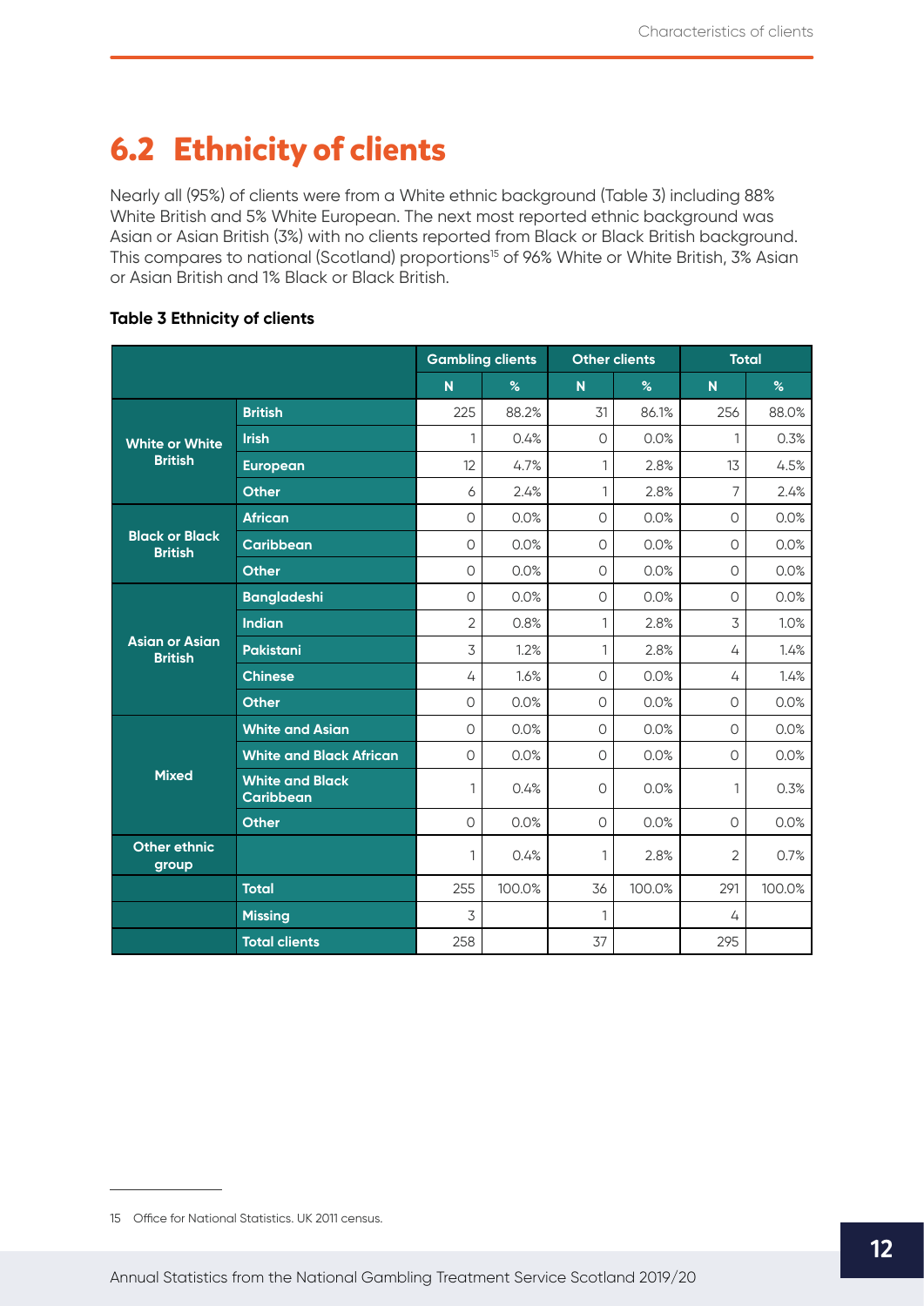## 6.2 Ethnicity of clients

Nearly all (95%) of clients were from a White ethnic background (Table 3) including 88% White British and 5% White European. The next most reported ethnic background was Asian or Asian British (3%) with no clients reported from Black or Black British background. This compares to national (Scotland) proportions[15] of 96% White or White British, 3% Asian or Asian British and 1% Black or Black British.

**Table 3 Ethnicity of clients**

| | | Gambling clients | | Other clients | | Total | |
|---|---|---|---|---|---|---|---|
| | | N | % | N | % | N | % |
| White or White British | British | 225 | 88.2% | 31 | 86.1% | 256 | 88.0% |
| | Irish | 1 | 0.4% | 0 | 0.0% | 1 | 0.3% |
| | European | 12 | 4.7% | 1 | 2.8% | 13 | 4.5% |
| | Other | 6 | 2.4% | 1 | 2.8% | 7 | 2.4% |
| Black or Black British | African | 0 | 0.0% | 0 | 0.0% | 0 | 0.0% |
| | Caribbean | 0 | 0.0% | 0 | 0.0% | 0 | 0.0% |
| | Other | 0 | 0.0% | 0 | 0.0% | 0 | 0.0% |
| Asian or Asian British | Bangladeshi | 0 | 0.0% | 0 | 0.0% | 0 | 0.0% |
| | Indian | 2 | 0.8% | 1 | 2.8% | 3 | 1.0% |
| | Pakistani | 3 | 1.2% | 1 | 2.8% | 4 | 1.4% |
| | Chinese | 4 | 1.6% | 0 | 0.0% | 4 | 1.4% |
| | Other | 0 | 0.0% | 0 | 0.0% | 0 | 0.0% |
| Mixed | White and Asian | 0 | 0.0% | 0 | 0.0% | 0 | 0.0% |
| | White and Black African | 0 | 0.0% | 0 | 0.0% | 0 | 0.0% |
| | White and Black Caribbean | 1 | 0.4% | 0 | 0.0% | 1 | 0.3% |
| | Other | 0 | 0.0% | 0 | 0.0% | 0 | 0.0% |
| Other ethnic group | | 1 | 0.4% | 1 | 2.8% | 2 | 0.7% |
| | Total | 255 | 100.0% | 36 | 100.0% | 291 | 100.0% |
| | Missing | 3 | | 1 | | 4 | |
| | Total clients | 258 | | 37 | | 295 | |

15 Office for National Statistics. UK 2011 census.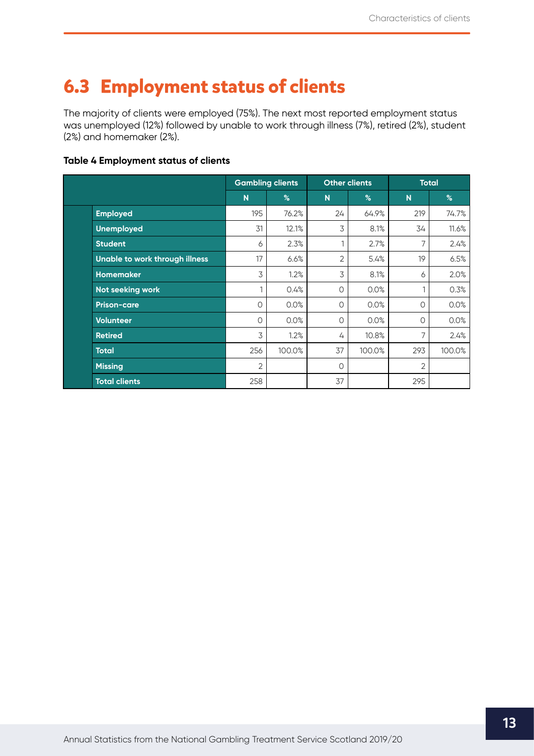## 6.3 Employment status of clients

The majority of clients were employed (75%). The next most reported employment status was unemployed (12%) followed by unable to work through illness (7%), retired (2%), student (2%) and homemaker (2%).

**Table 4 Employment status of clients**

| | Gambling clients | | Other clients | | Total | |
|---|---|---|---|---|---|---|
| | N | % | N | % | N | % |
| **Employed** | 195 | 76.2% | 24 | 64.9% | 219 | 74.7% |
| **Unemployed** | 31 | 12.1% | 3 | 8.1% | 34 | 11.6% |
| **Student** | 6 | 2.3% | 1 | 2.7% | 7 | 2.4% |
| **Unable to work through illness** | 17 | 6.6% | 2 | 5.4% | 19 | 6.5% |
| **Homemaker** | 3 | 1.2% | 3 | 8.1% | 6 | 2.0% |
| **Not seeking work** | 1 | 0.4% | 0 | 0.0% | 1 | 0.3% |
| **Prison-care** | 0 | 0.0% | 0 | 0.0% | 0 | 0.0% |
| **Volunteer** | 0 | 0.0% | 0 | 0.0% | 0 | 0.0% |
| **Retired** | 3 | 1.2% | 4 | 10.8% | 7 | 2.4% |
| **Total** | 256 | 100.0% | 37 | 100.0% | 293 | 100.0% |
| **Missing** | 2 | | 0 | | 2 | |
| **Total clients** | 258 | | 37 | | 295 | |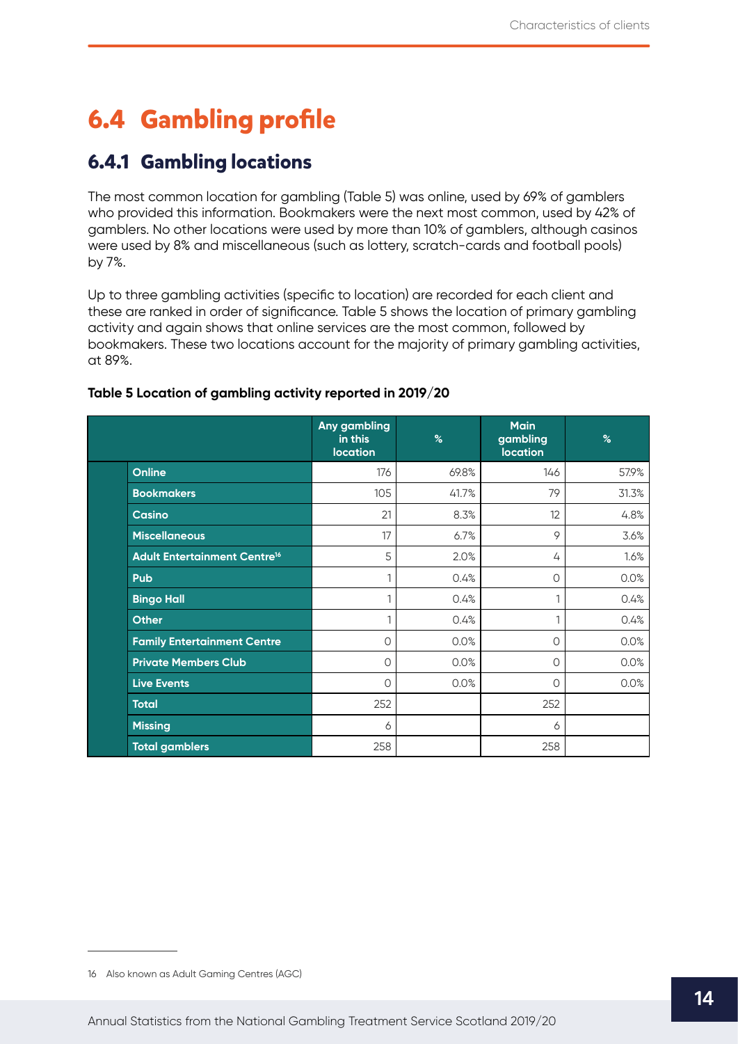# 6.4 Gambling profile

## 6.4.1 Gambling locations

The most common location for gambling (Table 5) was online, used by 69% of gamblers who provided this information. Bookmakers were the next most common, used by 42% of gamblers. No other locations were used by more than 10% of gamblers, although casinos were used by 8% and miscellaneous (such as lottery, scratch-cards and football pools) by 7%.

Up to three gambling activities (specific to location) are recorded for each client and these are ranked in order of significance. Table 5 shows the location of primary gambling activity and again shows that online services are the most common, followed by bookmakers. These two locations account for the majority of primary gambling activities, at 89%.

**Table 5 Location of gambling activity reported in 2019/20**

| | Any gambling in this location | % | Main gambling location | % |
|---|---|---|---|---|
| Online | 176 | 69.8% | 146 | 57.9% |
| Bookmakers | 105 | 41.7% | 79 | 31.3% |
| Casino | 21 | 8.3% | 12 | 4.8% |
| Miscellaneous | 17 | 6.7% | 9 | 3.6% |
| Adult Entertainment Centre[16] | 5 | 2.0% | 4 | 1.6% |
| Pub | 1 | 0.4% | 0 | 0.0% |
| Bingo Hall | 1 | 0.4% | 1 | 0.4% |
| Other | 1 | 0.4% | 1 | 0.4% |
| Family Entertainment Centre | 0 | 0.0% | 0 | 0.0% |
| Private Members Club | 0 | 0.0% | 0 | 0.0% |
| Live Events | 0 | 0.0% | 0 | 0.0% |
| Total | 252 | | 252 | |
| Missing | 6 | | 6 | |
| Total gamblers | 258 | | 258 | |

16 Also known as Adult Gaming Centres (AGC)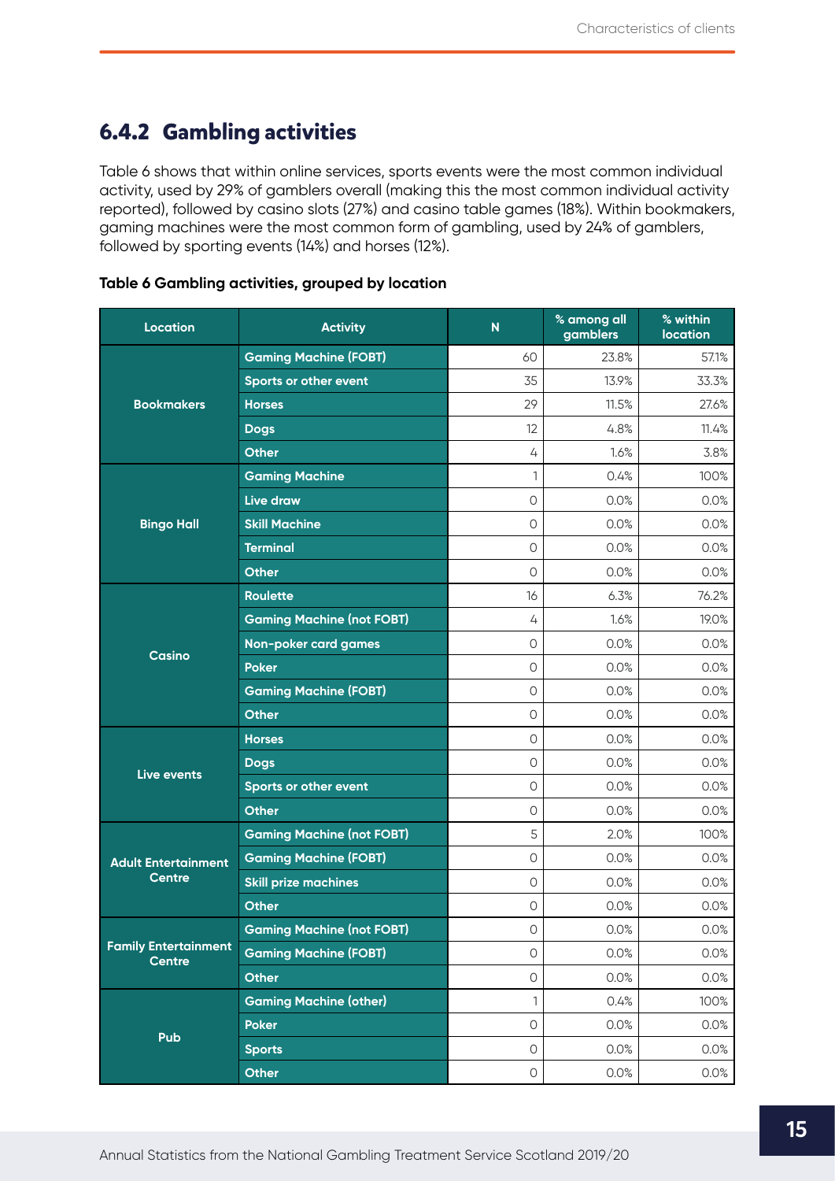## 6.4.2 Gambling activities

Table 6 shows that within online services, sports events were the most common individual activity, used by 29% of gamblers overall (making this the most common individual activity reported), followed by casino slots (27%) and casino table games (18%). Within bookmakers, gaming machines were the most common form of gambling, used by 24% of gamblers, followed by sporting events (14%) and horses (12%).

**Table 6 Gambling activities, grouped by location**

| Location | Activity | N | % among all gamblers | % within location |
|---|---|---|---|---|
| Bookmakers | Gaming Machine (FOBT) | 60 | 23.8% | 57.1% |
| | Sports or other event | 35 | 13.9% | 33.3% |
| | Horses | 29 | 11.5% | 27.6% |
| | Dogs | 12 | 4.8% | 11.4% |
| | Other | 4 | 1.6% | 3.8% |
| Bingo Hall | Gaming Machine | 1 | 0.4% | 100% |
| | Live draw | 0 | 0.0% | 0.0% |
| | Skill Machine | 0 | 0.0% | 0.0% |
| | Terminal | 0 | 0.0% | 0.0% |
| | Other | 0 | 0.0% | 0.0% |
| Casino | Roulette | 16 | 6.3% | 76.2% |
| | Gaming Machine (not FOBT) | 4 | 1.6% | 19.0% |
| | Non-poker card games | 0 | 0.0% | 0.0% |
| | Poker | 0 | 0.0% | 0.0% |
| | Gaming Machine (FOBT) | 0 | 0.0% | 0.0% |
| | Other | 0 | 0.0% | 0.0% |
| Live events | Horses | 0 | 0.0% | 0.0% |
| | Dogs | 0 | 0.0% | 0.0% |
| | Sports or other event | 0 | 0.0% | 0.0% |
| | Other | 0 | 0.0% | 0.0% |
| Adult Entertainment Centre | Gaming Machine (not FOBT) | 5 | 2.0% | 100% |
| | Gaming Machine (FOBT) | 0 | 0.0% | 0.0% |
| | Skill prize machines | 0 | 0.0% | 0.0% |
| | Other | 0 | 0.0% | 0.0% |
| Family Entertainment Centre | Gaming Machine (not FOBT) | 0 | 0.0% | 0.0% |
| | Gaming Machine (FOBT) | 0 | 0.0% | 0.0% |
| | Other | 0 | 0.0% | 0.0% |
| Pub | Gaming Machine (other) | 1 | 0.4% | 100% |
| | Poker | 0 | 0.0% | 0.0% |
| | Sports | 0 | 0.0% | 0.0% |
| | Other | 0 | 0.0% | 0.0% |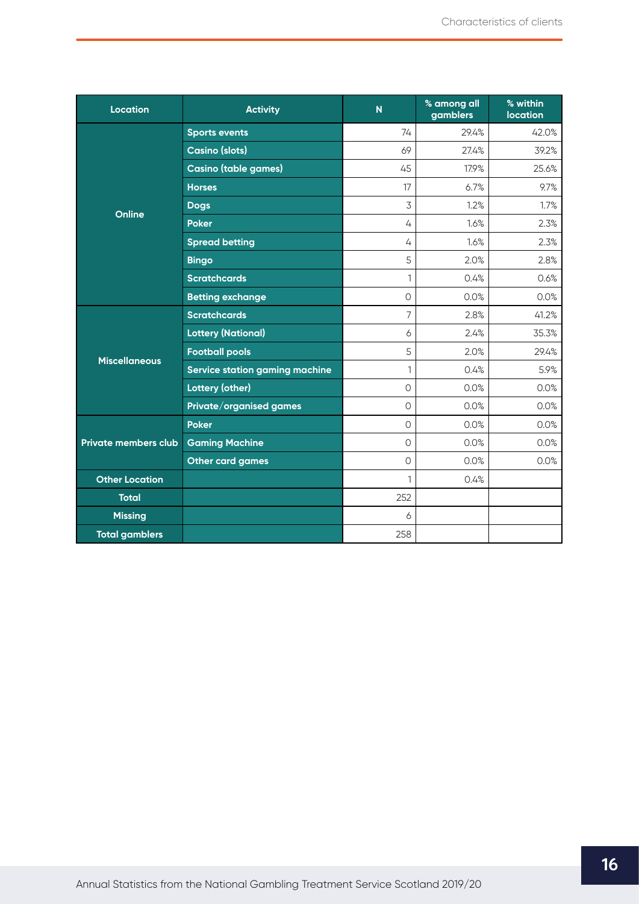| Location | Activity | N | % among all gamblers | % within location |
|---|---|---|---|---|
| Online | Sports events | 74 | 29.4% | 42.0% |
| | Casino (slots) | 69 | 27.4% | 39.2% |
| | Casino (table games) | 45 | 17.9% | 25.6% |
| | Horses | 17 | 6.7% | 9.7% |
| | Dogs | 3 | 1.2% | 1.7% |
| | Poker | 4 | 1.6% | 2.3% |
| | Spread betting | 4 | 1.6% | 2.3% |
| | Bingo | 5 | 2.0% | 2.8% |
| | Scratchcards | 1 | 0.4% | 0.6% |
| | Betting exchange | 0 | 0.0% | 0.0% |
| Miscellaneous | Scratchcards | 7 | 2.8% | 41.2% |
| | Lottery (National) | 6 | 2.4% | 35.3% |
| | Football pools | 5 | 2.0% | 29.4% |
| | Service station gaming machine | 1 | 0.4% | 5.9% |
| | Lottery (other) | 0 | 0.0% | 0.0% |
| | Private/organised games | 0 | 0.0% | 0.0% |
| Private members club | Poker | 0 | 0.0% | 0.0% |
| | Gaming Machine | 0 | 0.0% | 0.0% |
| | Other card games | 0 | 0.0% | 0.0% |
| Other Location | | 1 | 0.4% | |
| Total | | 252 | | |
| Missing | | 6 | | |
| Total gamblers | | 258 | | |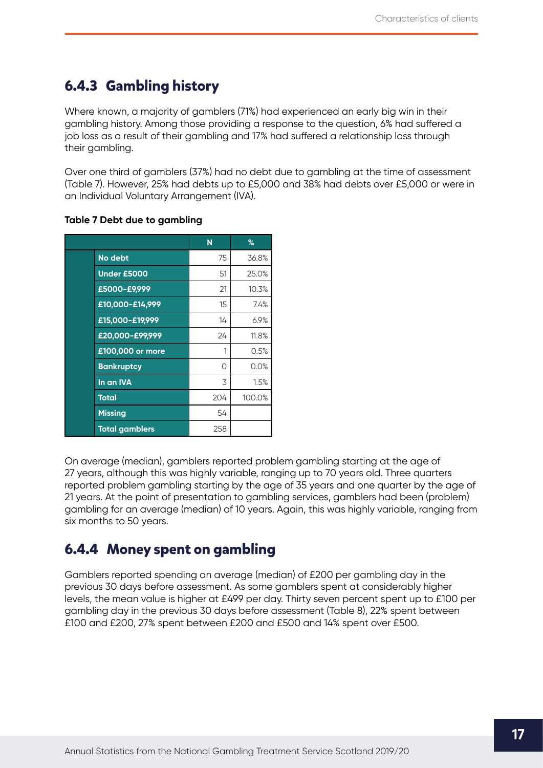### 6.4.3 Gambling history

Where known, a majority of gamblers (71%) had experienced an early big win in their gambling history. Among those providing a response to the question, 6% had suffered a job loss as a result of their gambling and 17% had suffered a relationship loss through their gambling.

Over one third of gamblers (37%) had no debt due to gambling at the time of assessment (Table 7). However, 25% had debts up to £5,000 and 38% had debts over £5,000 or were in an Individual Voluntary Arrangement (IVA).

**Table 7 Debt due to gambling**

| | N | % |
|---|---|---|
| No debt | 75 | 36.8% |
| Under £5000 | 51 | 25.0% |
| £5000-£9,999 | 21 | 10.3% |
| £10,000-£14,999 | 15 | 7.4% |
| £15,000-£19,999 | 14 | 6.9% |
| £20,000-£99,999 | 24 | 11.8% |
| £100,000 or more | 1 | 0.5% |
| Bankruptcy | 0 | 0.0% |
| In an IVA | 3 | 1.5% |
| Total | 204 | 100.0% |
| Missing | 54 | |
| Total gamblers | 258 | |

On average (median), gamblers reported problem gambling starting at the age of 27 years, although this was highly variable, ranging up to 70 years old. Three quarters reported problem gambling starting by the age of 35 years and one quarter by the age of 21 years. At the point of presentation to gambling services, gamblers had been (problem) gambling for an average (median) of 10 years. Again, this was highly variable, ranging from six months to 50 years.

### 6.4.4 Money spent on gambling

Gamblers reported spending an average (median) of £200 per gambling day in the previous 30 days before assessment. As some gamblers spent at considerably higher levels, the mean value is higher at £499 per day. Thirty seven percent spent up to £100 per gambling day in the previous 30 days before assessment (Table 8), 22% spent between £100 and £200, 27% spent between £200 and £500 and 14% spent over £500.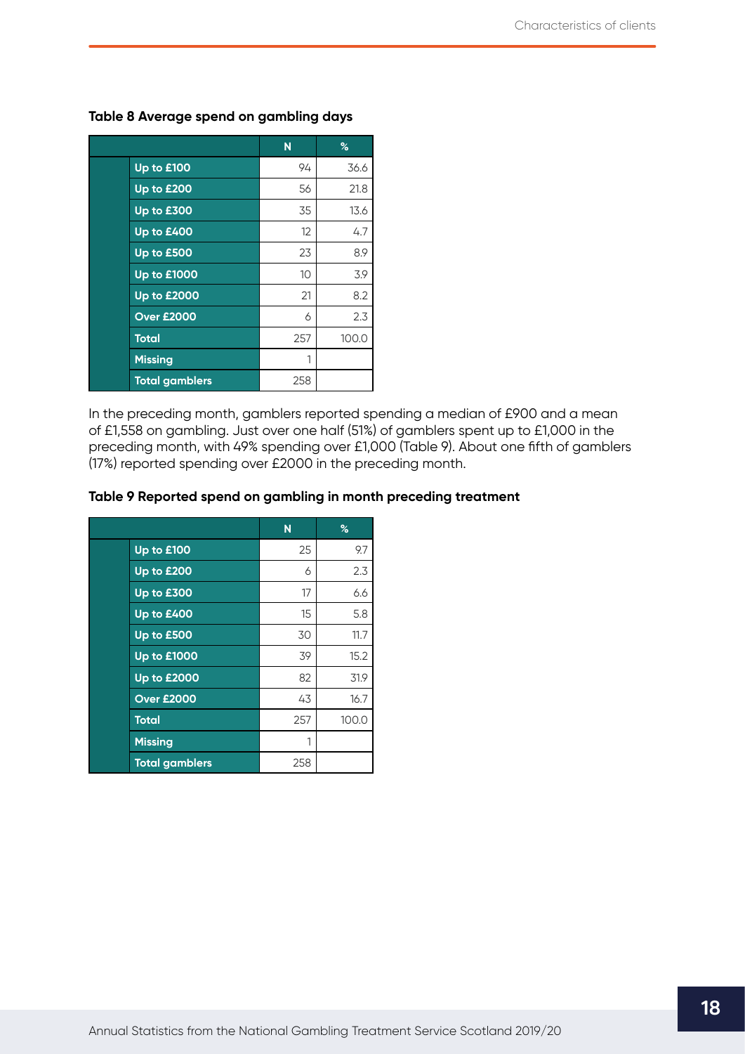**Table 8 Average spend on gambling days**

| | N | % |
|---|---|---|
| Up to £100 | 94 | 36.6 |
| Up to £200 | 56 | 21.8 |
| Up to £300 | 35 | 13.6 |
| Up to £400 | 12 | 4.7 |
| Up to £500 | 23 | 8.9 |
| Up to £1000 | 10 | 3.9 |
| Up to £2000 | 21 | 8.2 |
| Over £2000 | 6 | 2.3 |
| Total | 257 | 100.0 |
| Missing | 1 | |
| Total gamblers | 258 | |

In the preceding month, gamblers reported spending a median of £900 and a mean of £1,558 on gambling. Just over one half (51%) of gamblers spent up to £1,000 in the preceding month, with 49% spending over £1,000 (Table 9). About one fifth of gamblers (17%) reported spending over £2000 in the preceding month.

**Table 9 Reported spend on gambling in month preceding treatment**

| | N | % |
|---|---|---|
| Up to £100 | 25 | 9.7 |
| Up to £200 | 6 | 2.3 |
| Up to £300 | 17 | 6.6 |
| Up to £400 | 15 | 5.8 |
| Up to £500 | 30 | 11.7 |
| Up to £1000 | 39 | 15.2 |
| Up to £2000 | 82 | 31.9 |
| Over £2000 | 43 | 16.7 |
| Total | 257 | 100.0 |
| Missing | 1 | |
| Total gamblers | 258 | |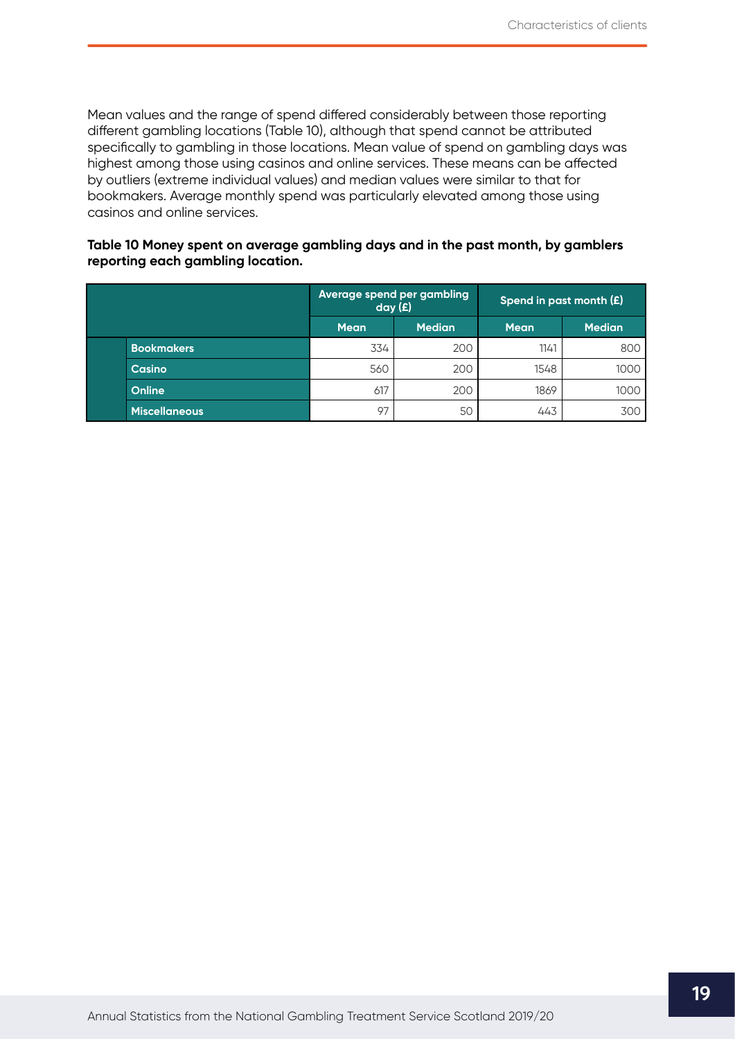Mean values and the range of spend differed considerably between those reporting different gambling locations (Table 10), although that spend cannot be attributed specifically to gambling in those locations. Mean value of spend on gambling days was highest among those using casinos and online services. These means can be affected by outliers (extreme individual values) and median values were similar to that for bookmakers. Average monthly spend was particularly elevated among those using casinos and online services.

**Table 10 Money spent on average gambling days and in the past month, by gamblers reporting each gambling location.**

| | Average spend per gambling day (£) | | Spend in past month (£) | |
|---|---|---|---|---|
| | Mean | Median | Mean | Median |
| Bookmakers | 334 | 200 | 1141 | 800 |
| Casino | 560 | 200 | 1548 | 1000 |
| Online | 617 | 200 | 1869 | 1000 |
| Miscellaneous | 97 | 50 | 443 | 300 |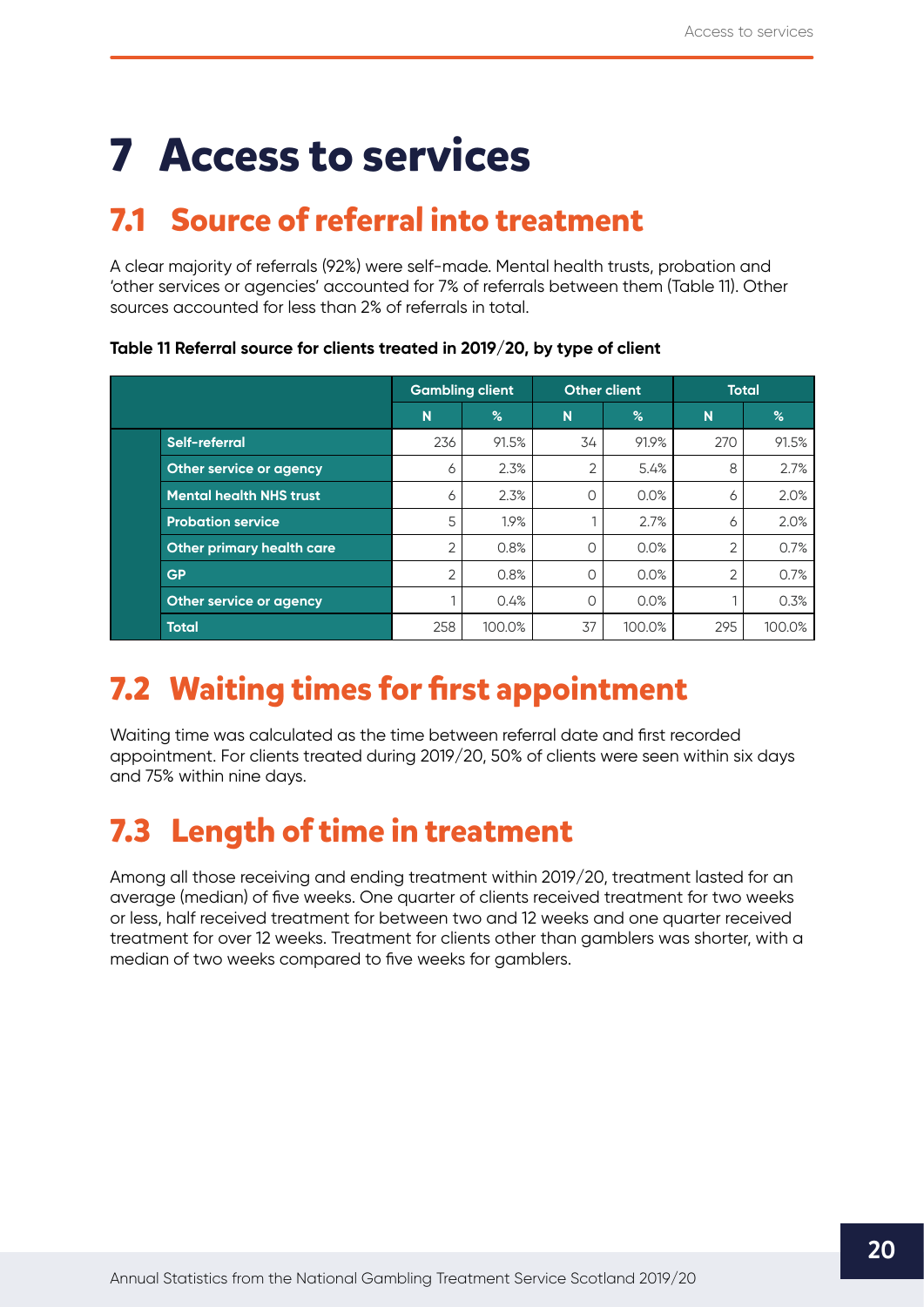# 7 Access to services

## 7.1 Source of referral into treatment

A clear majority of referrals (92%) were self-made. Mental health trusts, probation and 'other services or agencies' accounted for 7% of referrals between them (Table 11). Other sources accounted for less than 2% of referrals in total.

**Table 11 Referral source for clients treated in 2019/20, by type of client**

| | Gambling client | | Other client | | Total | |
|---|---|---|---|---|---|---|
| | N | % | N | % | N | % |
| Self-referral | 236 | 91.5% | 34 | 91.9% | 270 | 91.5% |
| Other service or agency | 6 | 2.3% | 2 | 5.4% | 8 | 2.7% |
| Mental health NHS trust | 6 | 2.3% | 0 | 0.0% | 6 | 2.0% |
| Probation service | 5 | 1.9% | 1 | 2.7% | 6 | 2.0% |
| Other primary health care | 2 | 0.8% | 0 | 0.0% | 2 | 0.7% |
| GP | 2 | 0.8% | 0 | 0.0% | 2 | 0.7% |
| Other service or agency | 1 | 0.4% | 0 | 0.0% | 1 | 0.3% |
| Total | 258 | 100.0% | 37 | 100.0% | 295 | 100.0% |

## 7.2 Waiting times for first appointment

Waiting time was calculated as the time between referral date and first recorded appointment. For clients treated during 2019/20, 50% of clients were seen within six days and 75% within nine days.

## 7.3 Length of time in treatment

Among all those receiving and ending treatment within 2019/20, treatment lasted for an average (median) of five weeks. One quarter of clients received treatment for two weeks or less, half received treatment for between two and 12 weeks and one quarter received treatment for over 12 weeks. Treatment for clients other than gamblers was shorter, with a median of two weeks compared to five weeks for gamblers.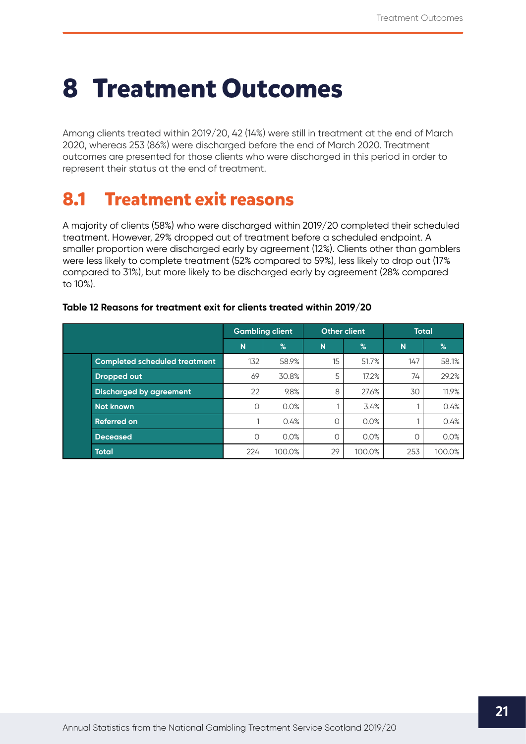# 8 Treatment Outcomes

Among clients treated within 2019/20, 42 (14%) were still in treatment at the end of March 2020, whereas 253 (86%) were discharged before the end of March 2020. Treatment outcomes are presented for those clients who were discharged in this period in order to represent their status at the end of treatment.

## 8.1 Treatment exit reasons

A majority of clients (58%) who were discharged within 2019/20 completed their scheduled treatment. However, 29% dropped out of treatment before a scheduled endpoint. A smaller proportion were discharged early by agreement (12%). Clients other than gamblers were less likely to complete treatment (52% compared to 59%), less likely to drop out (17% compared to 31%), but more likely to be discharged early by agreement (28% compared to 10%).

**Table 12 Reasons for treatment exit for clients treated within 2019/20**

| | Gambling client | | Other client | | Total | |
|---|---|---|---|---|---|---|
| | N | % | N | % | N | % |
| Completed scheduled treatment | 132 | 58.9% | 15 | 51.7% | 147 | 58.1% |
| Dropped out | 69 | 30.8% | 5 | 17.2% | 74 | 29.2% |
| Discharged by agreement | 22 | 9.8% | 8 | 27.6% | 30 | 11.9% |
| Not known | 0 | 0.0% | 1 | 3.4% | 1 | 0.4% |
| Referred on | 1 | 0.4% | 0 | 0.0% | 1 | 0.4% |
| Deceased | 0 | 0.0% | 0 | 0.0% | 0 | 0.0% |
| Total | 224 | 100.0% | 29 | 100.0% | 253 | 100.0% |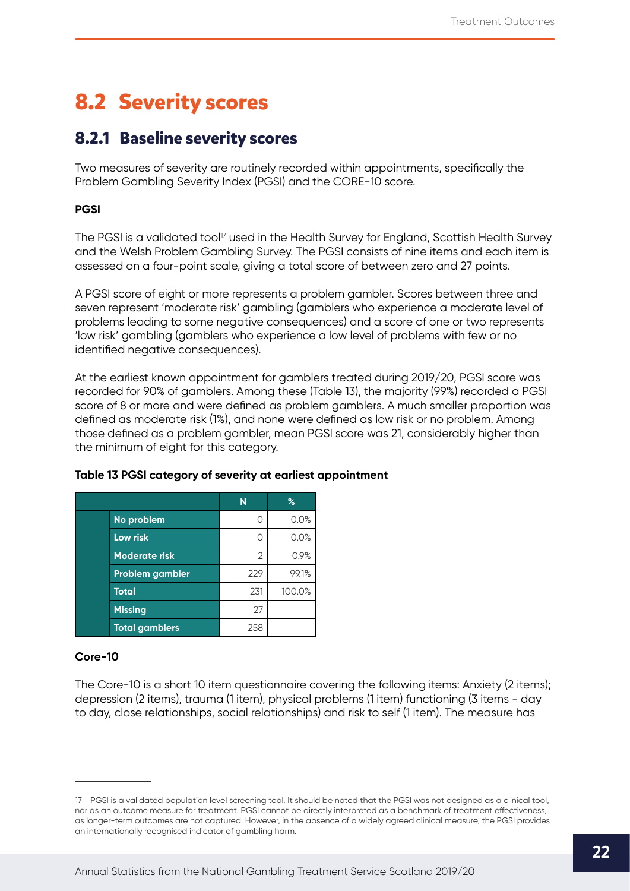## 8.2 Severity scores

### 8.2.1 Baseline severity scores

Two measures of severity are routinely recorded within appointments, specifically the Problem Gambling Severity Index (PGSI) and the CORE-10 score.

**PGSI**

The PGSI is a validated tool[17] used in the Health Survey for England, Scottish Health Survey and the Welsh Problem Gambling Survey. The PGSI consists of nine items and each item is assessed on a four-point scale, giving a total score of between zero and 27 points.

A PGSI score of eight or more represents a problem gambler. Scores between three and seven represent 'moderate risk' gambling (gamblers who experience a moderate level of problems leading to some negative consequences) and a score of one or two represents 'low risk' gambling (gamblers who experience a low level of problems with few or no identified negative consequences).

At the earliest known appointment for gamblers treated during 2019/20, PGSI score was recorded for 90% of gamblers. Among these (Table 13), the majority (99%) recorded a PGSI score of 8 or more and were defined as problem gamblers. A much smaller proportion was defined as moderate risk (1%), and none were defined as low risk or no problem. Among those defined as a problem gambler, mean PGSI score was 21, considerably higher than the minimum of eight for this category.

**Table 13 PGSI category of severity at earliest appointment**

| | N | % |
|---|---|---|
| No problem | 0 | 0.0% |
| Low risk | 0 | 0.0% |
| Moderate risk | 2 | 0.9% |
| Problem gambler | 229 | 99.1% |
| Total | 231 | 100.0% |
| Missing | 27 | |
| Total gamblers | 258 | |

**Core-10**

The Core-10 is a short 10 item questionnaire covering the following items: Anxiety (2 items); depression (2 items), trauma (1 item), physical problems (1 item) functioning (3 items - day to day, close relationships, social relationships) and risk to self (1 item). The measure has

17 PGSI is a validated population level screening tool. It should be noted that the PGSI was not designed as a clinical tool, nor as an outcome measure for treatment. PGSI cannot be directly interpreted as a benchmark of treatment effectiveness, as longer-term outcomes are not captured. However, in the absence of a widely agreed clinical measure, the PGSI provides an internationally recognised indicator of gambling harm.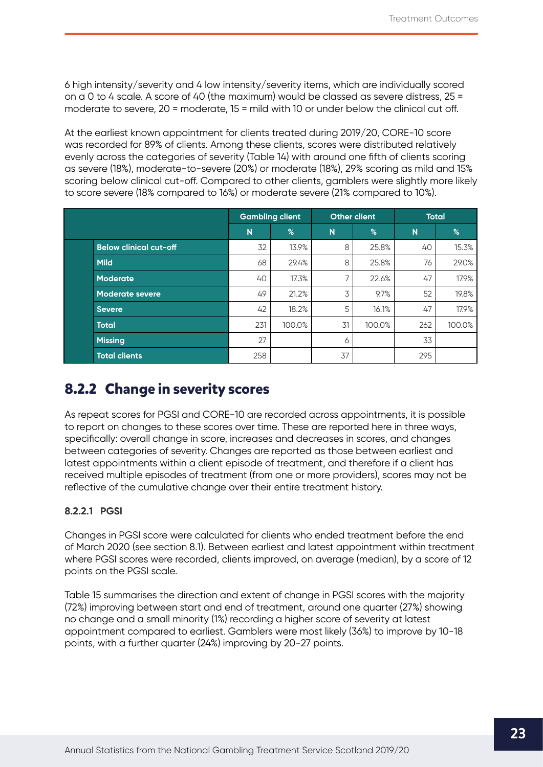6 high intensity/severity and 4 low intensity/severity items, which are individually scored on a 0 to 4 scale. A score of 40 (the maximum) would be classed as severe distress, 25 = moderate to severe, 20 = moderate, 15 = mild with 10 or under below the clinical cut off.

At the earliest known appointment for clients treated during 2019/20, CORE-10 score was recorded for 89% of clients. Among these clients, scores were distributed relatively evenly across the categories of severity (Table 14) with around one fifth of clients scoring as severe (18%), moderate-to-severe (20%) or moderate (18%), 29% scoring as mild and 15% scoring below clinical cut-off. Compared to other clients, gamblers were slightly more likely to score severe (18% compared to 16%) or moderate severe (21% compared to 10%).

| | Gambling client | | Other client | | Total | |
|---|---|---|---|---|---|---|
| | N | % | N | % | N | % |
| **Below clinical cut-off** | 32 | 13.9% | 8 | 25.8% | 40 | 15.3% |
| **Mild** | 68 | 29.4% | 8 | 25.8% | 76 | 29.0% |
| **Moderate** | 40 | 17.3% | 7 | 22.6% | 47 | 17.9% |
| **Moderate severe** | 49 | 21.2% | 3 | 9.7% | 52 | 19.8% |
| **Severe** | 42 | 18.2% | 5 | 16.1% | 47 | 17.9% |
| **Total** | 231 | 100.0% | 31 | 100.0% | 262 | 100.0% |
| **Missing** | 27 | | 6 | | 33 | |
| **Total clients** | 258 | | 37 | | 295 | |

## 8.2.2 Change in severity scores

As repeat scores for PGSI and CORE-10 are recorded across appointments, it is possible to report on changes to these scores over time. These are reported here in three ways, specifically: overall change in score, increases and decreases in scores, and changes between categories of severity. Changes are reported as those between earliest and latest appointments within a client episode of treatment, and therefore if a client has received multiple episodes of treatment (from one or more providers), scores may not be reflective of the cumulative change over their entire treatment history.

#### 8.2.2.1 PGSI

Changes in PGSI score were calculated for clients who ended treatment before the end of March 2020 (see section 8.1). Between earliest and latest appointment within treatment where PGSI scores were recorded, clients improved, on average (median), by a score of 12 points on the PGSI scale.

Table 15 summarises the direction and extent of change in PGSI scores with the majority (72%) improving between start and end of treatment, around one quarter (27%) showing no change and a small minority (1%) recording a higher score of severity at latest appointment compared to earliest. Gamblers were most likely (36%) to improve by 10-18 points, with a further quarter (24%) improving by 20-27 points.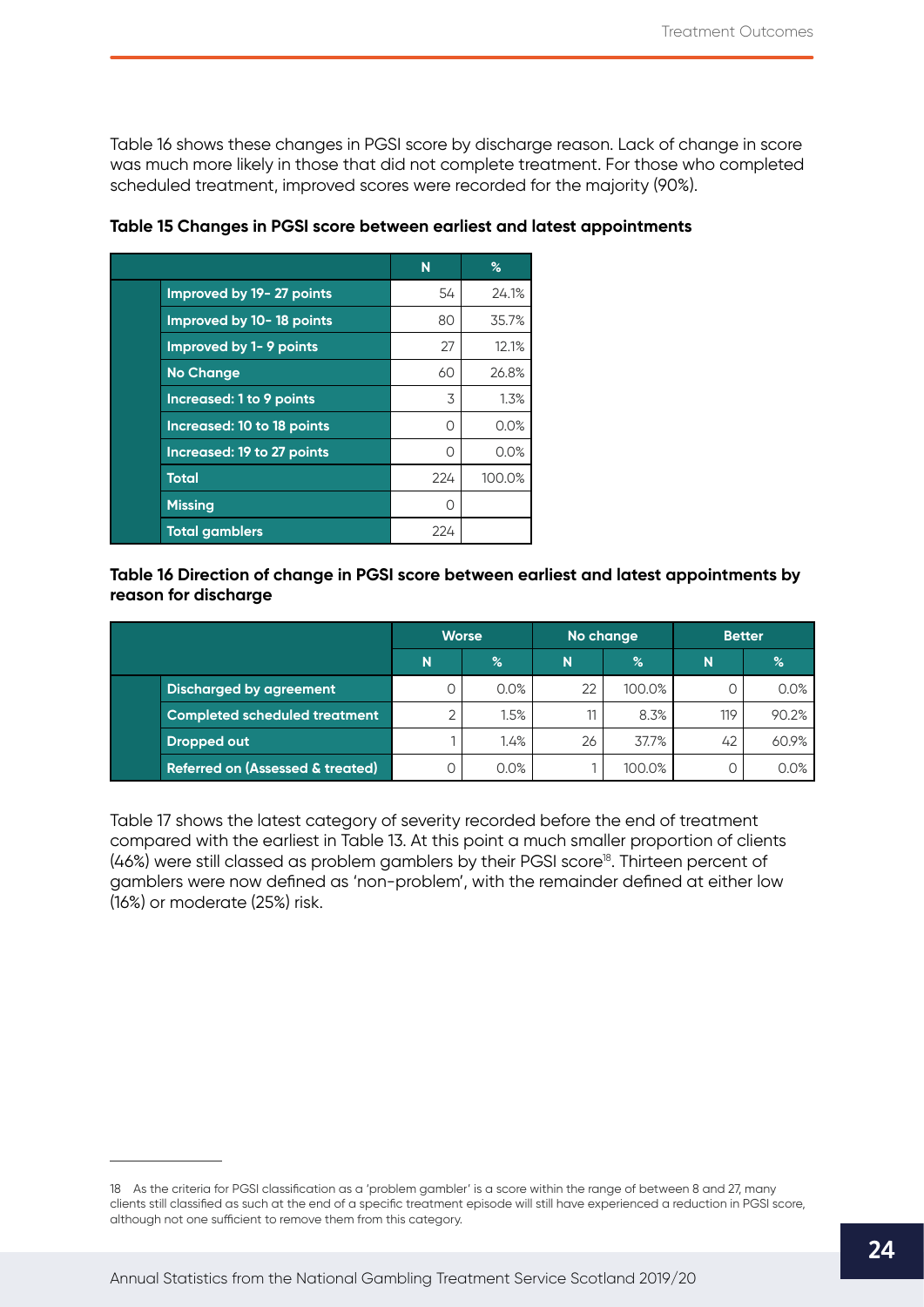Table 16 shows these changes in PGSI score by discharge reason. Lack of change in score was much more likely in those that did not complete treatment. For those who completed scheduled treatment, improved scores were recorded for the majority (90%).

**Table 15 Changes in PGSI score between earliest and latest appointments**

| | N | % |
|---|---|---|
| Improved by 19- 27 points | 54 | 24.1% |
| Improved by 10- 18 points | 80 | 35.7% |
| Improved by 1- 9 points | 27 | 12.1% |
| No Change | 60 | 26.8% |
| Increased: 1 to 9 points | 3 | 1.3% |
| Increased: 10 to 18 points | 0 | 0.0% |
| Increased: 19 to 27 points | 0 | 0.0% |
| Total | 224 | 100.0% |
| Missing | 0 | |
| Total gamblers | 224 | |

**Table 16 Direction of change in PGSI score between earliest and latest appointments by reason for discharge**

| | Worse | | No change | | Better | |
|---|---|---|---|---|---|---|
| | N | % | N | % | N | % |
| Discharged by agreement | 0 | 0.0% | 22 | 100.0% | 0 | 0.0% |
| Completed scheduled treatment | 2 | 1.5% | 11 | 8.3% | 119 | 90.2% |
| Dropped out | 1 | 1.4% | 26 | 37.7% | 42 | 60.9% |
| Referred on (Assessed & treated) | 0 | 0.0% | 1 | 100.0% | 0 | 0.0% |

Table 17 shows the latest category of severity recorded before the end of treatment compared with the earliest in Table 13. At this point a much smaller proportion of clients (46%) were still classed as problem gamblers by their PGSI score[18]. Thirteen percent of gamblers were now defined as 'non-problem', with the remainder defined at either low (16%) or moderate (25%) risk.

18 As the criteria for PGSI classification as a 'problem gambler' is a score within the range of between 8 and 27, many clients still classified as such at the end of a specific treatment episode will still have experienced a reduction in PGSI score, although not one sufficient to remove them from this category.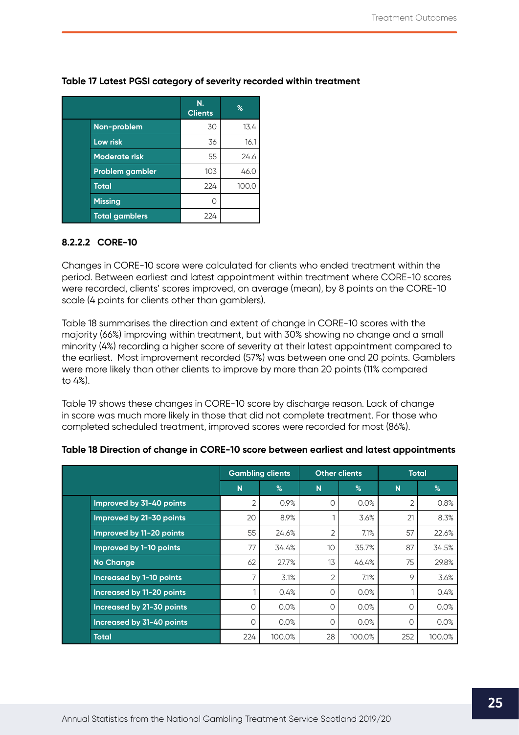**Table 17 Latest PGSI category of severity recorded within treatment**

| | N. Clients | % |
|---|---|---|
| Non-problem | 30 | 13.4 |
| Low risk | 36 | 16.1 |
| Moderate risk | 55 | 24.6 |
| Problem gambler | 103 | 46.0 |
| Total | 224 | 100.0 |
| Missing | 0 | |
| Total gamblers | 224 | |

#### 8.2.2.2 CORE-10

Changes in CORE-10 score were calculated for clients who ended treatment within the period. Between earliest and latest appointment within treatment where CORE-10 scores were recorded, clients' scores improved, on average (mean), by 8 points on the CORE-10 scale (4 points for clients other than gamblers).

Table 18 summarises the direction and extent of change in CORE-10 scores with the majority (66%) improving within treatment, but with 30% showing no change and a small minority (4%) recording a higher score of severity at their latest appointment compared to the earliest. Most improvement recorded (57%) was between one and 20 points. Gamblers were more likely than other clients to improve by more than 20 points (11% compared to 4%).

Table 19 shows these changes in CORE-10 score by discharge reason. Lack of change in score was much more likely in those that did not complete treatment. For those who completed scheduled treatment, improved scores were recorded for most (86%).

**Table 18 Direction of change in CORE-10 score between earliest and latest appointments**

| | Gambling clients | | Other clients | | Total | |
|---|---|---|---|---|---|---|
| | N | % | N | % | N | % |
| Improved by 31-40 points | 2 | 0.9% | 0 | 0.0% | 2 | 0.8% |
| Improved by 21-30 points | 20 | 8.9% | 1 | 3.6% | 21 | 8.3% |
| Improved by 11-20 points | 55 | 24.6% | 2 | 7.1% | 57 | 22.6% |
| Improved by 1-10 points | 77 | 34.4% | 10 | 35.7% | 87 | 34.5% |
| No Change | 62 | 27.7% | 13 | 46.4% | 75 | 29.8% |
| Increased by 1-10 points | 7 | 3.1% | 2 | 7.1% | 9 | 3.6% |
| Increased by 11-20 points | 1 | 0.4% | 0 | 0.0% | 1 | 0.4% |
| Increased by 21-30 points | 0 | 0.0% | 0 | 0.0% | 0 | 0.0% |
| Increased by 31-40 points | 0 | 0.0% | 0 | 0.0% | 0 | 0.0% |
| Total | 224 | 100.0% | 28 | 100.0% | 252 | 100.0% |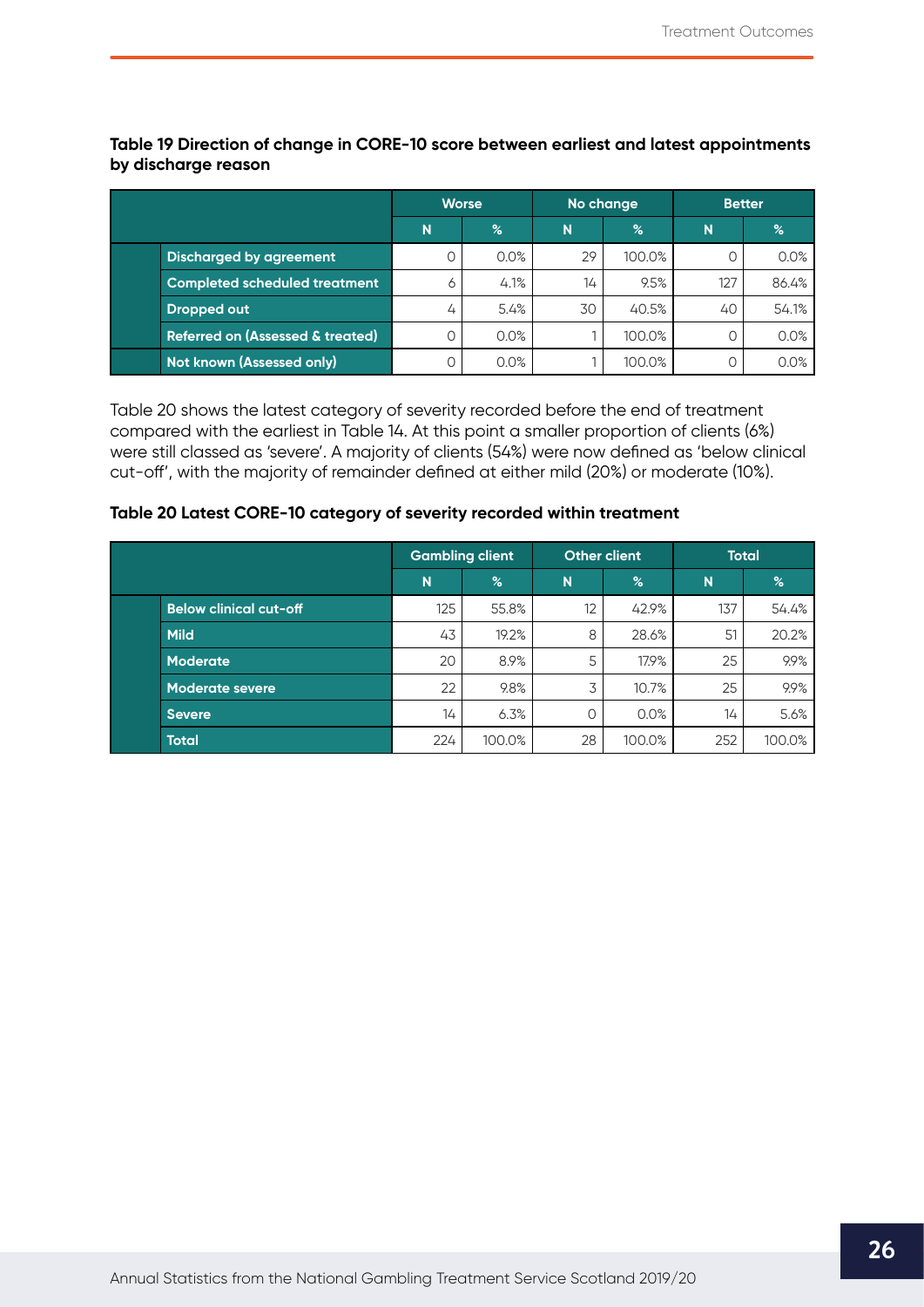**Table 19 Direction of change in CORE-10 score between earliest and latest appointments by discharge reason**

| | Worse | | No change | | Better | |
|---|---|---|---|---|---|---|
| | N | % | N | % | N | % |
| Discharged by agreement | 0 | 0.0% | 29 | 100.0% | 0 | 0.0% |
| Completed scheduled treatment | 6 | 4.1% | 14 | 9.5% | 127 | 86.4% |
| Dropped out | 4 | 5.4% | 30 | 40.5% | 40 | 54.1% |
| Referred on (Assessed & treated) | 0 | 0.0% | 1 | 100.0% | 0 | 0.0% |
| Not known (Assessed only) | 0 | 0.0% | 1 | 100.0% | 0 | 0.0% |

Table 20 shows the latest category of severity recorded before the end of treatment compared with the earliest in Table 14. At this point a smaller proportion of clients (6%) were still classed as 'severe'. A majority of clients (54%) were now defined as 'below clinical cut-off', with the majority of remainder defined at either mild (20%) or moderate (10%).

**Table 20 Latest CORE-10 category of severity recorded within treatment**

| | Gambling client | | Other client | | Total | |
|---|---|---|---|---|---|---|
| | N | % | N | % | N | % |
| Below clinical cut-off | 125 | 55.8% | 12 | 42.9% | 137 | 54.4% |
| Mild | 43 | 19.2% | 8 | 28.6% | 51 | 20.2% |
| Moderate | 20 | 8.9% | 5 | 17.9% | 25 | 9.9% |
| Moderate severe | 22 | 9.8% | 3 | 10.7% | 25 | 9.9% |
| Severe | 14 | 6.3% | 0 | 0.0% | 14 | 5.6% |
| Total | 224 | 100.0% | 28 | 100.0% | 252 | 100.0% |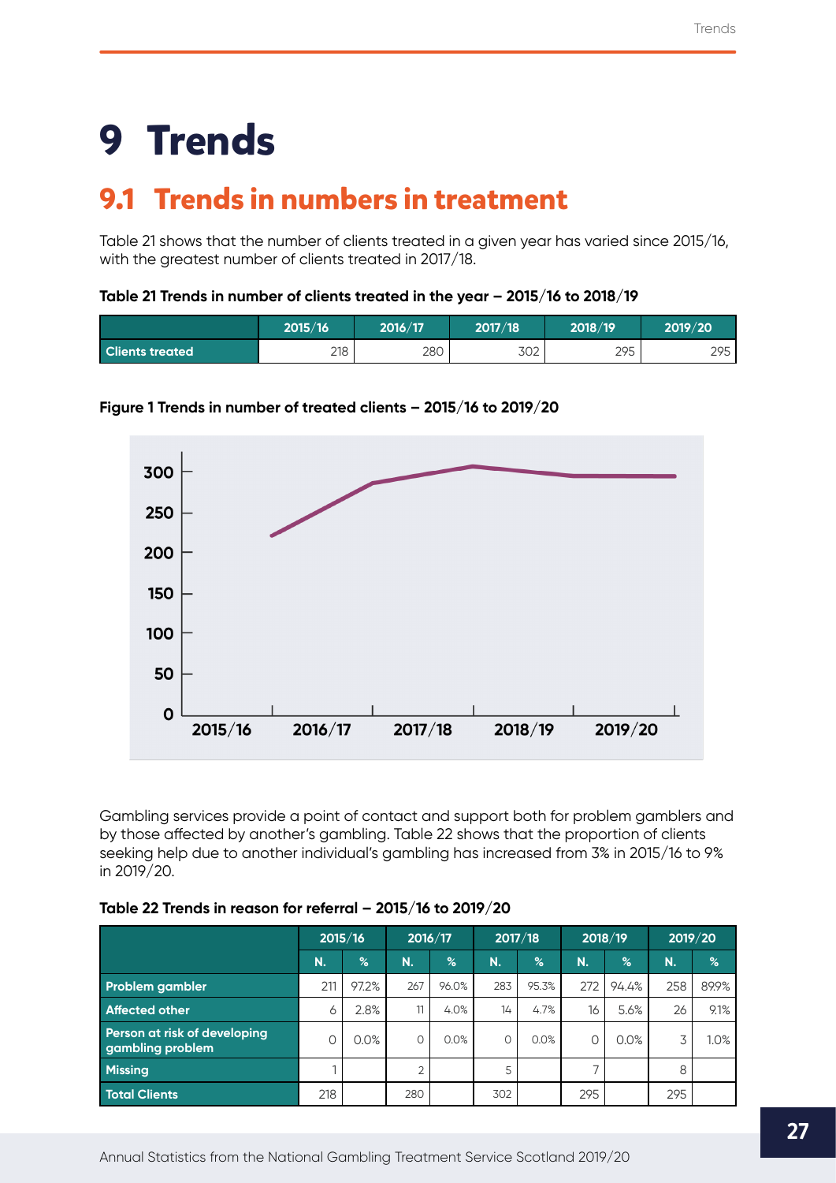# 9 Trends

## 9.1 Trends in numbers in treatment

Table 21 shows that the number of clients treated in a given year has varied since 2015/16, with the greatest number of clients treated in 2017/18.

**Table 21 Trends in number of clients treated in the year – 2015/16 to 2018/19**

| | 2015/16 | 2016/17 | 2017/18 | 2018/19 | 2019/20 |
|---|---|---|---|---|---|
| **Clients treated** | 218 | 280 | 302 | 295 | 295 |

**Figure 1 Trends in number of treated clients – 2015/16 to 2019/20**

Gambling services provide a point of contact and support both for problem gamblers and by those affected by another's gambling. Table 22 shows that the proportion of clients seeking help due to another individual's gambling has increased from 3% in 2015/16 to 9% in 2019/20.

**Table 22 Trends in reason for referral – 2015/16 to 2019/20**

| | 2015/16 | | 2016/17 | | 2017/18 | | 2018/19 | | 2019/20 | |
|---|---|---|---|---|---|---|---|---|---|---|
| | N. | % | N. | % | N. | % | N. | % | N. | % |
| **Problem gambler** | 211 | 97.2% | 267 | 96.0% | 283 | 95.3% | 272 | 94.4% | 258 | 89.9% |
| **Affected other** | 6 | 2.8% | 11 | 4.0% | 14 | 4.7% | 16 | 5.6% | 26 | 9.1% |
| **Person at risk of developing gambling problem** | 0 | 0.0% | 0 | 0.0% | 0 | 0.0% | 0 | 0.0% | 3 | 1.0% |
| **Missing** | 1 | | 2 | | 5 | | 7 | | 8 | |
| **Total Clients** | 218 | | 280 | | 302 | | 295 | | 295 | |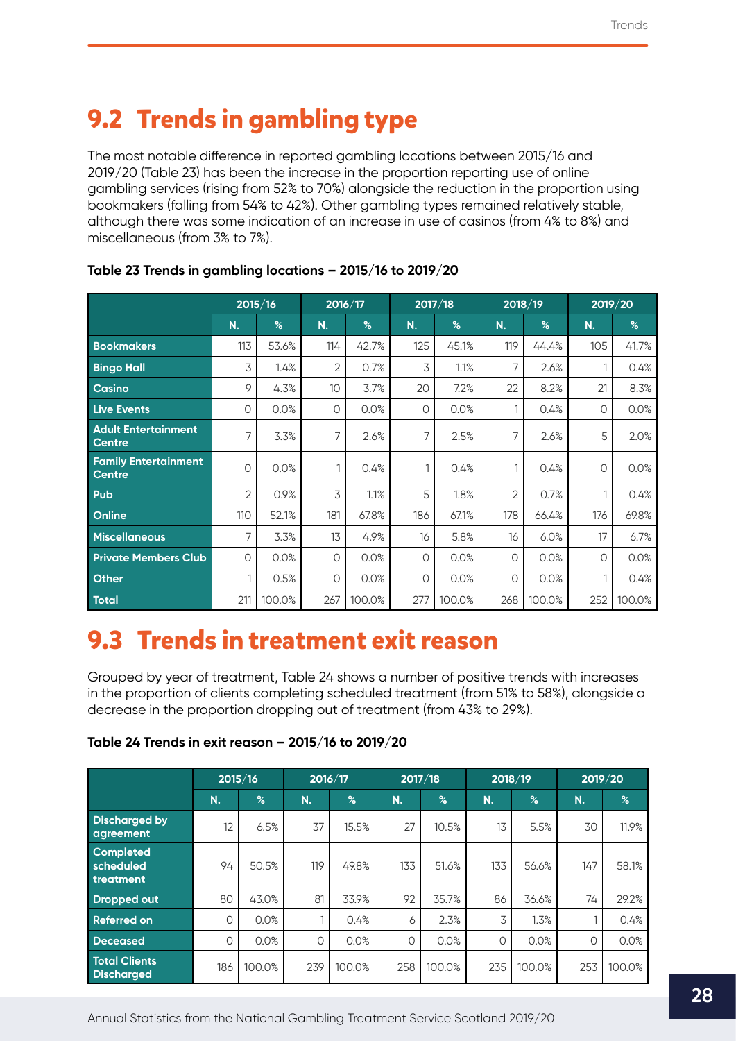## 9.2 Trends in gambling type

The most notable difference in reported gambling locations between 2015/16 and 2019/20 (Table 23) has been the increase in the proportion reporting use of online gambling services (rising from 52% to 70%) alongside the reduction in the proportion using bookmakers (falling from 54% to 42%). Other gambling types remained relatively stable, although there was some indication of an increase in use of casinos (from 4% to 8%) and miscellaneous (from 3% to 7%).

**Table 23 Trends in gambling locations – 2015/16 to 2019/20**

| | 2015/16 | | 2016/17 | | 2017/18 | | 2018/19 | | 2019/20 | |
|---|---|---|---|---|---|---|---|---|---|---|
| | N. | % | N. | % | N. | % | N. | % | N. | % |
| Bookmakers | 113 | 53.6% | 114 | 42.7% | 125 | 45.1% | 119 | 44.4% | 105 | 41.7% |
| Bingo Hall | 3 | 1.4% | 2 | 0.7% | 3 | 1.1% | 7 | 2.6% | 1 | 0.4% |
| Casino | 9 | 4.3% | 10 | 3.7% | 20 | 7.2% | 22 | 8.2% | 21 | 8.3% |
| Live Events | 0 | 0.0% | 0 | 0.0% | 0 | 0.0% | 1 | 0.4% | 0 | 0.0% |
| Adult Entertainment Centre | 7 | 3.3% | 7 | 2.6% | 7 | 2.5% | 7 | 2.6% | 5 | 2.0% |
| Family Entertainment Centre | 0 | 0.0% | 1 | 0.4% | 1 | 0.4% | 1 | 0.4% | 0 | 0.0% |
| Pub | 2 | 0.9% | 3 | 1.1% | 5 | 1.8% | 2 | 0.7% | 1 | 0.4% |
| Online | 110 | 52.1% | 181 | 67.8% | 186 | 67.1% | 178 | 66.4% | 176 | 69.8% |
| Miscellaneous | 7 | 3.3% | 13 | 4.9% | 16 | 5.8% | 16 | 6.0% | 17 | 6.7% |
| Private Members Club | 0 | 0.0% | 0 | 0.0% | 0 | 0.0% | 0 | 0.0% | 0 | 0.0% |
| Other | 1 | 0.5% | 0 | 0.0% | 0 | 0.0% | 0 | 0.0% | 1 | 0.4% |
| Total | 211 | 100.0% | 267 | 100.0% | 277 | 100.0% | 268 | 100.0% | 252 | 100.0% |

## 9.3 Trends in treatment exit reason

Grouped by year of treatment, Table 24 shows a number of positive trends with increases in the proportion of clients completing scheduled treatment (from 51% to 58%), alongside a decrease in the proportion dropping out of treatment (from 43% to 29%).

**Table 24 Trends in exit reason – 2015/16 to 2019/20**

| | 2015/16 | | 2016/17 | | 2017/18 | | 2018/19 | | 2019/20 | |
|---|---|---|---|---|---|---|---|---|---|---|
| | N. | % | N. | % | N. | % | N. | % | N. | % |
| Discharged by agreement | 12 | 6.5% | 37 | 15.5% | 27 | 10.5% | 13 | 5.5% | 30 | 11.9% |
| Completed scheduled treatment | 94 | 50.5% | 119 | 49.8% | 133 | 51.6% | 133 | 56.6% | 147 | 58.1% |
| Dropped out | 80 | 43.0% | 81 | 33.9% | 92 | 35.7% | 86 | 36.6% | 74 | 29.2% |
| Referred on | 0 | 0.0% | 1 | 0.4% | 6 | 2.3% | 3 | 1.3% | 1 | 0.4% |
| Deceased | 0 | 0.0% | 0 | 0.0% | 0 | 0.0% | 0 | 0.0% | 0 | 0.0% |
| Total Clients Discharged | 186 | 100.0% | 239 | 100.0% | 258 | 100.0% | 235 | 100.0% | 253 | 100.0% |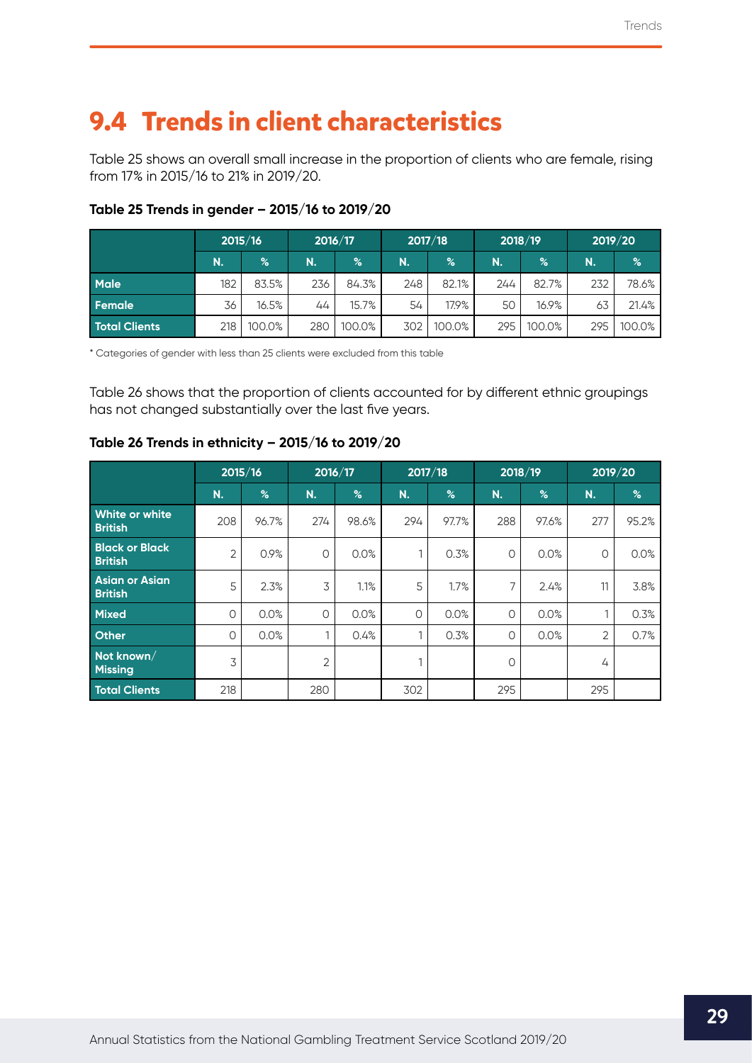## 9.4 Trends in client characteristics

Table 25 shows an overall small increase in the proportion of clients who are female, rising from 17% in 2015/16 to 21% in 2019/20.

**Table 25 Trends in gender – 2015/16 to 2019/20**

| | 2015/16 | | 2016/17 | | 2017/18 | | 2018/19 | | 2019/20 | |
|---|---|---|---|---|---|---|---|---|---|---|
| | N. | % | N. | % | N. | % | N. | % | N. | % |
| Male | 182 | 83.5% | 236 | 84.3% | 248 | 82.1% | 244 | 82.7% | 232 | 78.6% |
| Female | 36 | 16.5% | 44 | 15.7% | 54 | 17.9% | 50 | 16.9% | 63 | 21.4% |
| Total Clients | 218 | 100.0% | 280 | 100.0% | 302 | 100.0% | 295 | 100.0% | 295 | 100.0% |

* Categories of gender with less than 25 clients were excluded from this table

Table 26 shows that the proportion of clients accounted for by different ethnic groupings has not changed substantially over the last five years.

**Table 26 Trends in ethnicity – 2015/16 to 2019/20**

| | 2015/16 | | 2016/17 | | 2017/18 | | 2018/19 | | 2019/20 | |
|---|---|---|---|---|---|---|---|---|---|---|
| | N. | % | N. | % | N. | % | N. | % | N. | % |
| White or white British | 208 | 96.7% | 274 | 98.6% | 294 | 97.7% | 288 | 97.6% | 277 | 95.2% |
| Black or Black British | 2 | 0.9% | 0 | 0.0% | 1 | 0.3% | 0 | 0.0% | 0 | 0.0% |
| Asian or Asian British | 5 | 2.3% | 3 | 1.1% | 5 | 1.7% | 7 | 2.4% | 11 | 3.8% |
| Mixed | 0 | 0.0% | 0 | 0.0% | 0 | 0.0% | 0 | 0.0% | 1 | 0.3% |
| Other | 0 | 0.0% | 1 | 0.4% | 1 | 0.3% | 0 | 0.0% | 2 | 0.7% |
| Not known/ Missing | 3 | | 2 | | 1 | | 0 | | 4 | |
| Total Clients | 218 | | 280 | | 302 | | 295 | | 295 | |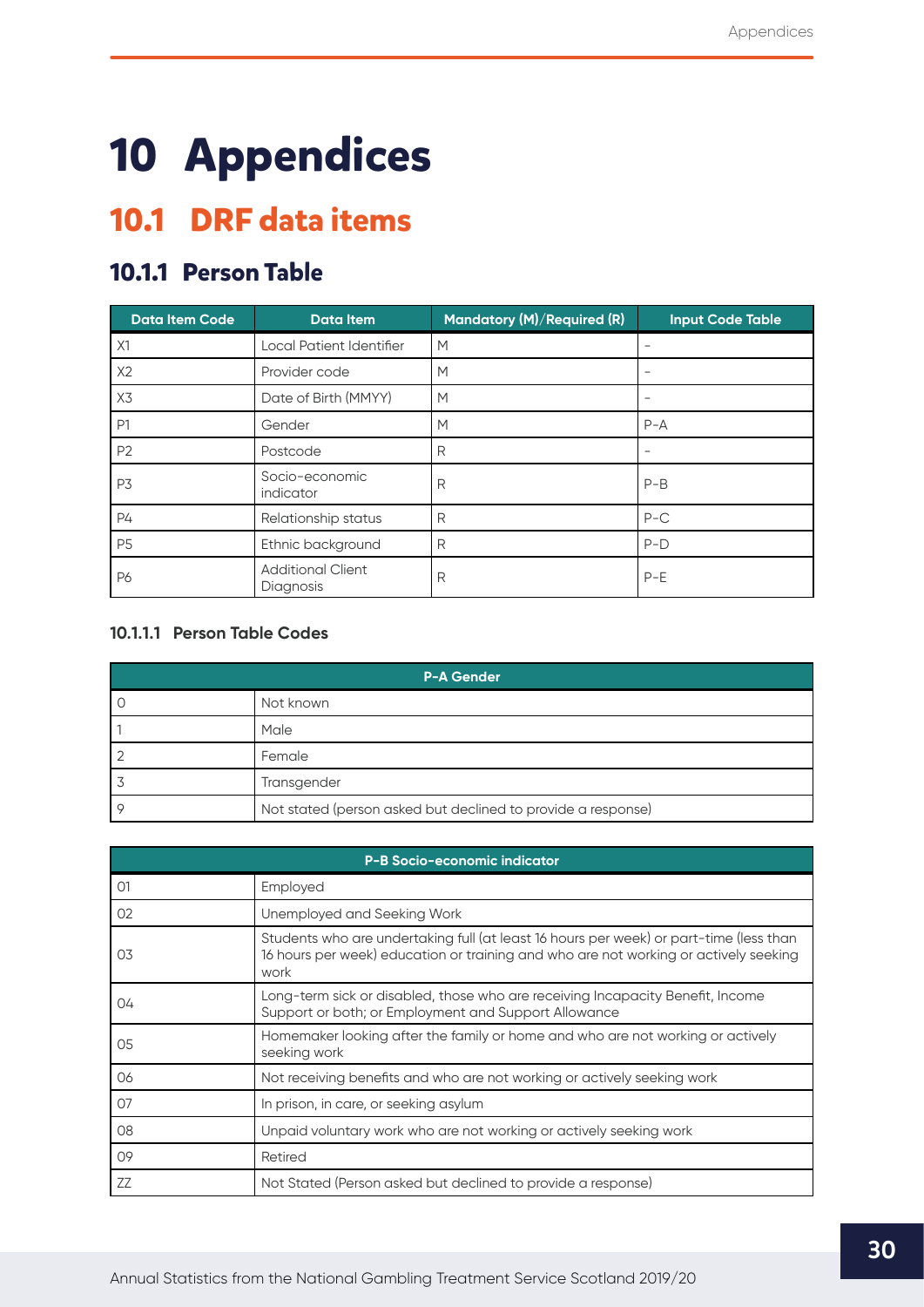# 10 Appendices

## 10.1 DRF data items

### 10.1.1 Person Table

| Data Item Code | Data Item | Mandatory (M)/Required (R) | Input Code Table |
|---|---|---|---|
| X1 | Local Patient Identifier | M | – |
| X2 | Provider code | M | – |
| X3 | Date of Birth (MMYY) | M | – |
| P1 | Gender | M | P-A |
| P2 | Postcode | R | – |
| P3 | Socio-economic indicator | R | P-B |
| P4 | Relationship status | R | P-C |
| P5 | Ethnic background | R | P-D |
| P6 | Additional Client Diagnosis | R | P-E |

#### 10.1.1.1 Person Table Codes

| P-A Gender | |
|---|---|
| 0 | Not known |
| 1 | Male |
| 2 | Female |
| 3 | Transgender |
| 9 | Not stated (person asked but declined to provide a response) |

| P-B Socio-economic indicator | |
|---|---|
| 01 | Employed |
| 02 | Unemployed and Seeking Work |
| 03 | Students who are undertaking full (at least 16 hours per week) or part-time (less than 16 hours per week) education or training and who are not working or actively seeking work |
| 04 | Long-term sick or disabled, those who are receiving Incapacity Benefit, Income Support or both; or Employment and Support Allowance |
| 05 | Homemaker looking after the family or home and who are not working or actively seeking work |
| 06 | Not receiving benefits and who are not working or actively seeking work |
| 07 | In prison, in care, or seeking asylum |
| 08 | Unpaid voluntary work who are not working or actively seeking work |
| 09 | Retired |
| ZZ | Not Stated (Person asked but declined to provide a response) |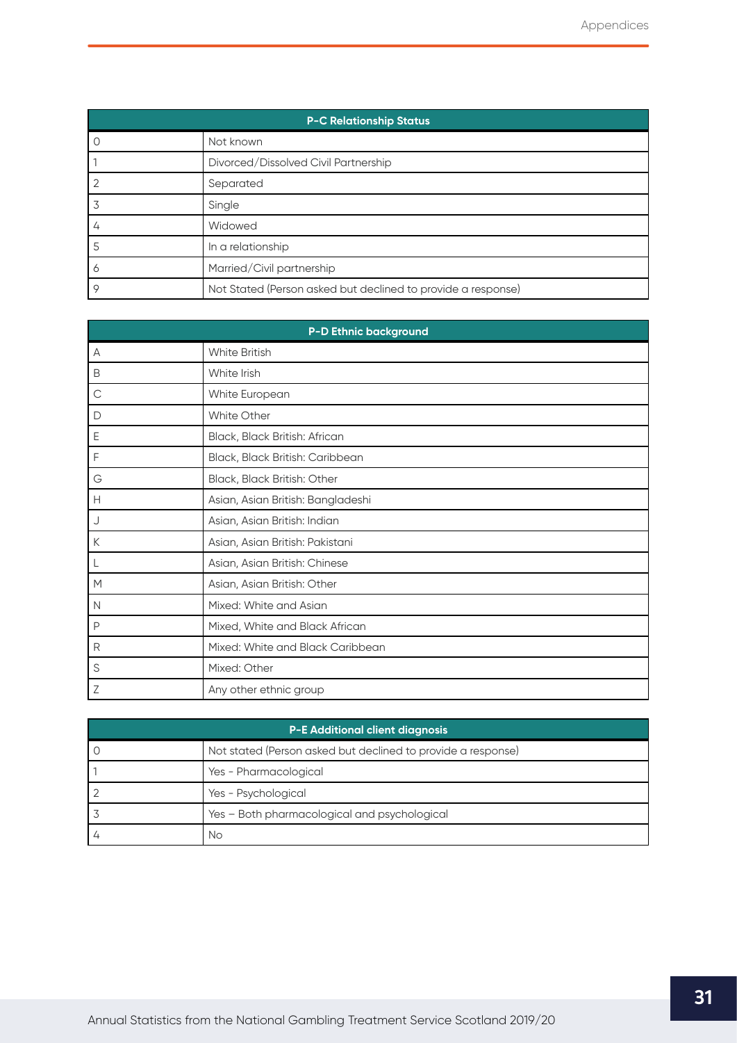| P-C Relationship Status | |
|---|---|
| 0 | Not known |
| 1 | Divorced/Dissolved Civil Partnership |
| 2 | Separated |
| 3 | Single |
| 4 | Widowed |
| 5 | In a relationship |
| 6 | Married/Civil partnership |
| 9 | Not Stated (Person asked but declined to provide a response) |

| P-D Ethnic background | |
|---|---|
| A | White British |
| B | White Irish |
| C | White European |
| D | White Other |
| E | Black, Black British: African |
| F | Black, Black British: Caribbean |
| G | Black, Black British: Other |
| H | Asian, Asian British: Bangladeshi |
| J | Asian, Asian British: Indian |
| K | Asian, Asian British: Pakistani |
| L | Asian, Asian British: Chinese |
| M | Asian, Asian British: Other |
| N | Mixed: White and Asian |
| P | Mixed, White and Black African |
| R | Mixed: White and Black Caribbean |
| S | Mixed: Other |
| Z | Any other ethnic group |

| P-E Additional client diagnosis | |
|---|---|
| 0 | Not stated (Person asked but declined to provide a response) |
| 1 | Yes - Pharmacological |
| 2 | Yes - Psychological |
| 3 | Yes – Both pharmacological and psychological |
| 4 | No |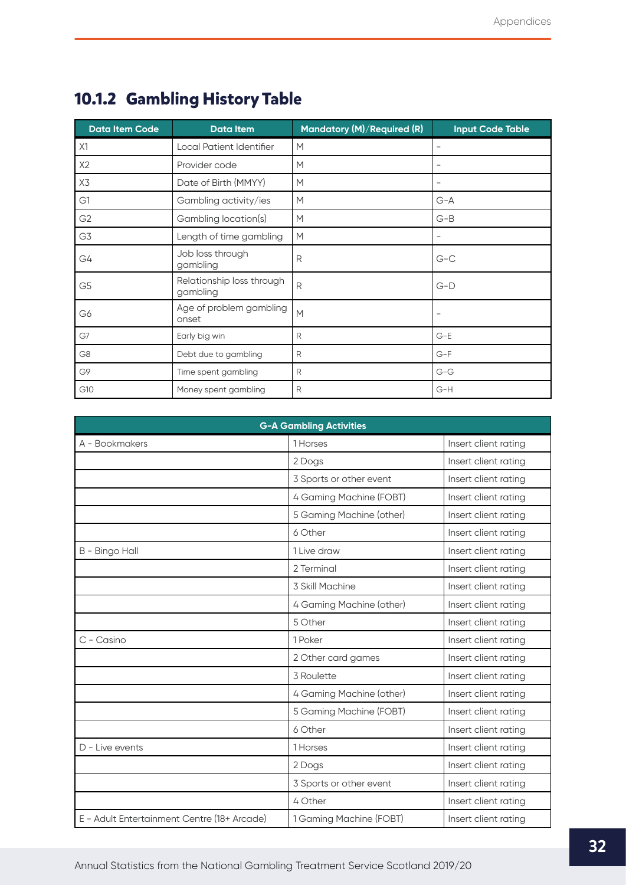## 10.1.2 Gambling History Table

| Data Item Code | Data Item | Mandatory (M)/Required (R) | Input Code Table |
|---|---|---|---|
| X1 | Local Patient Identifier | M | – |
| X2 | Provider code | M | – |
| X3 | Date of Birth (MMYY) | M | – |
| G1 | Gambling activity/ies | M | G-A |
| G2 | Gambling location(s) | M | G-B |
| G3 | Length of time gambling | M | – |
| G4 | Job loss through gambling | R | G-C |
| G5 | Relationship loss through gambling | R | G-D |
| G6 | Age of problem gambling onset | M | – |
| G7 | Early big win | R | G-E |
| G8 | Debt due to gambling | R | G-F |
| G9 | Time spent gambling | R | G-G |
| G10 | Money spent gambling | R | G-H |

| G-A Gambling Activities | | |
|---|---|---|
| A - Bookmakers | 1 Horses | Insert client rating |
| | 2 Dogs | Insert client rating |
| | 3 Sports or other event | Insert client rating |
| | 4 Gaming Machine (FOBT) | Insert client rating |
| | 5 Gaming Machine (other) | Insert client rating |
| | 6 Other | Insert client rating |
| B - Bingo Hall | 1 Live draw | Insert client rating |
| | 2 Terminal | Insert client rating |
| | 3 Skill Machine | Insert client rating |
| | 4 Gaming Machine (other) | Insert client rating |
| | 5 Other | Insert client rating |
| C - Casino | 1 Poker | Insert client rating |
| | 2 Other card games | Insert client rating |
| | 3 Roulette | Insert client rating |
| | 4 Gaming Machine (other) | Insert client rating |
| | 5 Gaming Machine (FOBT) | Insert client rating |
| | 6 Other | Insert client rating |
| D - Live events | 1 Horses | Insert client rating |
| | 2 Dogs | Insert client rating |
| | 3 Sports or other event | Insert client rating |
| | 4 Other | Insert client rating |
| E - Adult Entertainment Centre (18+ Arcade) | 1 Gaming Machine (FOBT) | Insert client rating |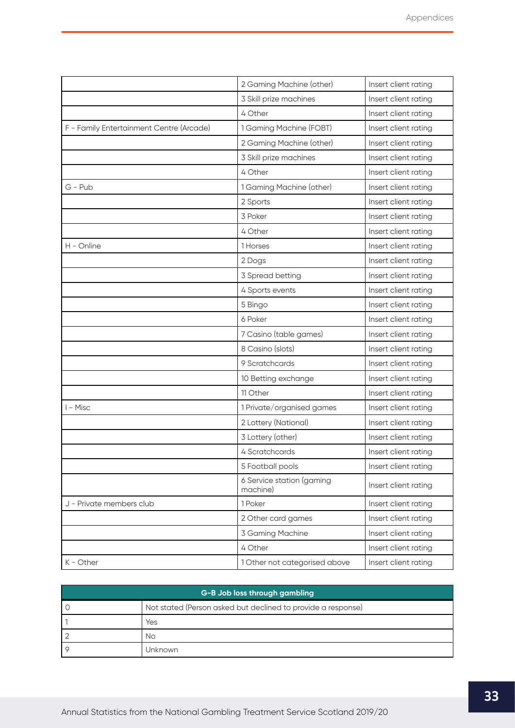| | | |
|---|---|---|
| | 2 Gaming Machine (other) | Insert client rating |
| | 3 Skill prize machines | Insert client rating |
| | 4 Other | Insert client rating |
| F - Family Entertainment Centre (Arcade) | 1 Gaming Machine (FOBT) | Insert client rating |
| | 2 Gaming Machine (other) | Insert client rating |
| | 3 Skill prize machines | Insert client rating |
| | 4 Other | Insert client rating |
| G - Pub | 1 Gaming Machine (other) | Insert client rating |
| | 2 Sports | Insert client rating |
| | 3 Poker | Insert client rating |
| | 4 Other | Insert client rating |
| H - Online | 1 Horses | Insert client rating |
| | 2 Dogs | Insert client rating |
| | 3 Spread betting | Insert client rating |
| | 4 Sports events | Insert client rating |
| | 5 Bingo | Insert client rating |
| | 6 Poker | Insert client rating |
| | 7 Casino (table games) | Insert client rating |
| | 8 Casino (slots) | Insert client rating |
| | 9 Scratchcards | Insert client rating |
| | 10 Betting exchange | Insert client rating |
| | 11 Other | Insert client rating |
| I - Misc | 1 Private/organised games | Insert client rating |
| | 2 Lottery (National) | Insert client rating |
| | 3 Lottery (other) | Insert client rating |
| | 4 Scratchcards | Insert client rating |
| | 5 Football pools | Insert client rating |
| | 6 Service station (gaming machine) | Insert client rating |
| J - Private members club | 1 Poker | Insert client rating |
| | 2 Other card games | Insert client rating |
| | 3 Gaming Machine | Insert client rating |
| | 4 Other | Insert client rating |
| K - Other | 1 Other not categorised above | Insert client rating |

| G-B Job loss through gambling | |
|---|---|
| 0 | Not stated (Person asked but declined to provide a response) |
| 1 | Yes |
| 2 | No |
| 9 | Unknown |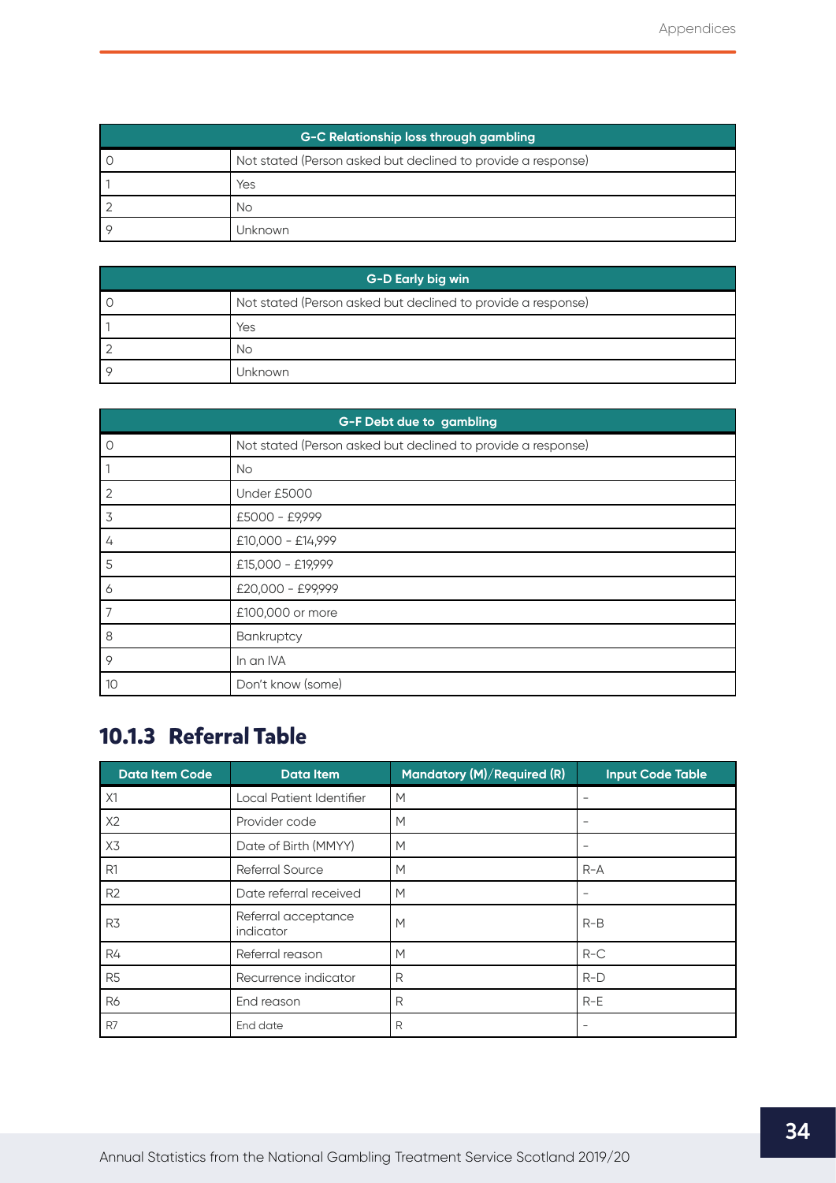| G-C Relationship loss through gambling | |
|---|---|
| 0 | Not stated (Person asked but declined to provide a response) |
| 1 | Yes |
| 2 | No |
| 9 | Unknown |

| G-D Early big win | |
|---|---|
| 0 | Not stated (Person asked but declined to provide a response) |
| 1 | Yes |
| 2 | No |
| 9 | Unknown |

| G-F Debt due to gambling | |
|---|---|
| 0 | Not stated (Person asked but declined to provide a response) |
| 1 | No |
| 2 | Under £5000 |
| 3 | £5000 - £9,999 |
| 4 | £10,000 - £14,999 |
| 5 | £15,000 - £19,999 |
| 6 | £20,000 - £99,999 |
| 7 | £100,000 or more |
| 8 | Bankruptcy |
| 9 | In an IVA |
| 10 | Don't know (some) |

### 10.1.3 Referral Table

| Data Item Code | Data Item | Mandatory (M)/Required (R) | Input Code Table |
|---|---|---|---|
| X1 | Local Patient Identifier | M | - |
| X2 | Provider code | M | - |
| X3 | Date of Birth (MMYY) | M | - |
| R1 | Referral Source | M | R-A |
| R2 | Date referral received | M | - |
| R3 | Referral acceptance indicator | M | R-B |
| R4 | Referral reason | M | R-C |
| R5 | Recurrence indicator | R | R-D |
| R6 | End reason | R | R-E |
| R7 | End date | R | - |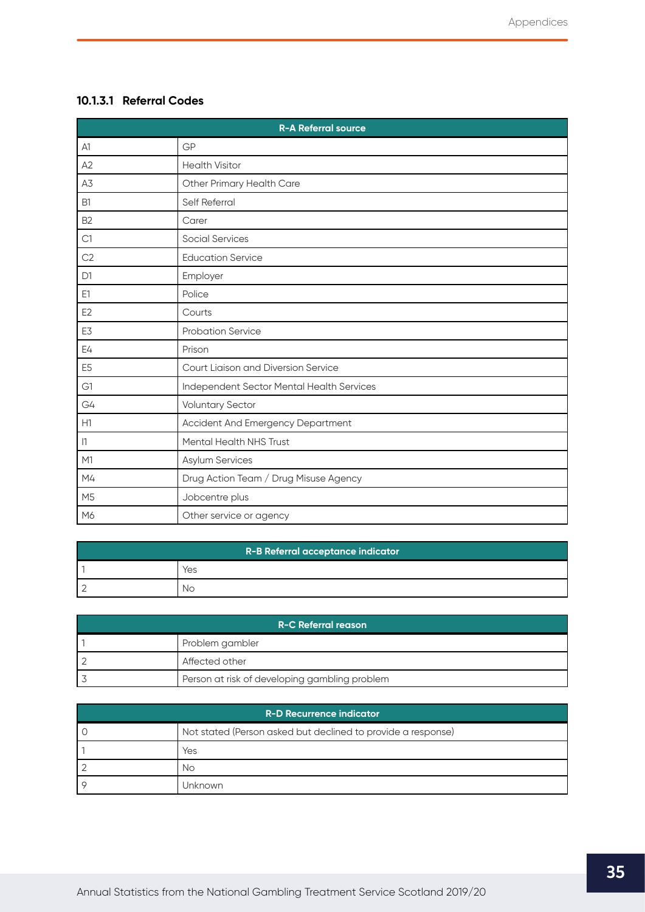#### 10.1.3.1 Referral Codes

| R-A Referral source | |
|---|---|
| A1 | GP |
| A2 | Health Visitor |
| A3 | Other Primary Health Care |
| B1 | Self Referral |
| B2 | Carer |
| C1 | Social Services |
| C2 | Education Service |
| D1 | Employer |
| E1 | Police |
| E2 | Courts |
| E3 | Probation Service |
| E4 | Prison |
| E5 | Court Liaison and Diversion Service |
| G1 | Independent Sector Mental Health Services |
| G4 | Voluntary Sector |
| H1 | Accident And Emergency Department |
| I1 | Mental Health NHS Trust |
| M1 | Asylum Services |
| M4 | Drug Action Team / Drug Misuse Agency |
| M5 | Jobcentre plus |
| M6 | Other service or agency |

| R-B Referral acceptance indicator | |
|---|---|
| 1 | Yes |
| 2 | No |

| R-C Referral reason | |
|---|---|
| 1 | Problem gambler |
| 2 | Affected other |
| 3 | Person at risk of developing gambling problem |

| R-D Recurrence indicator | |
|---|---|
| 0 | Not stated (Person asked but declined to provide a response) |
| 1 | Yes |
| 2 | No |
| 9 | Unknown |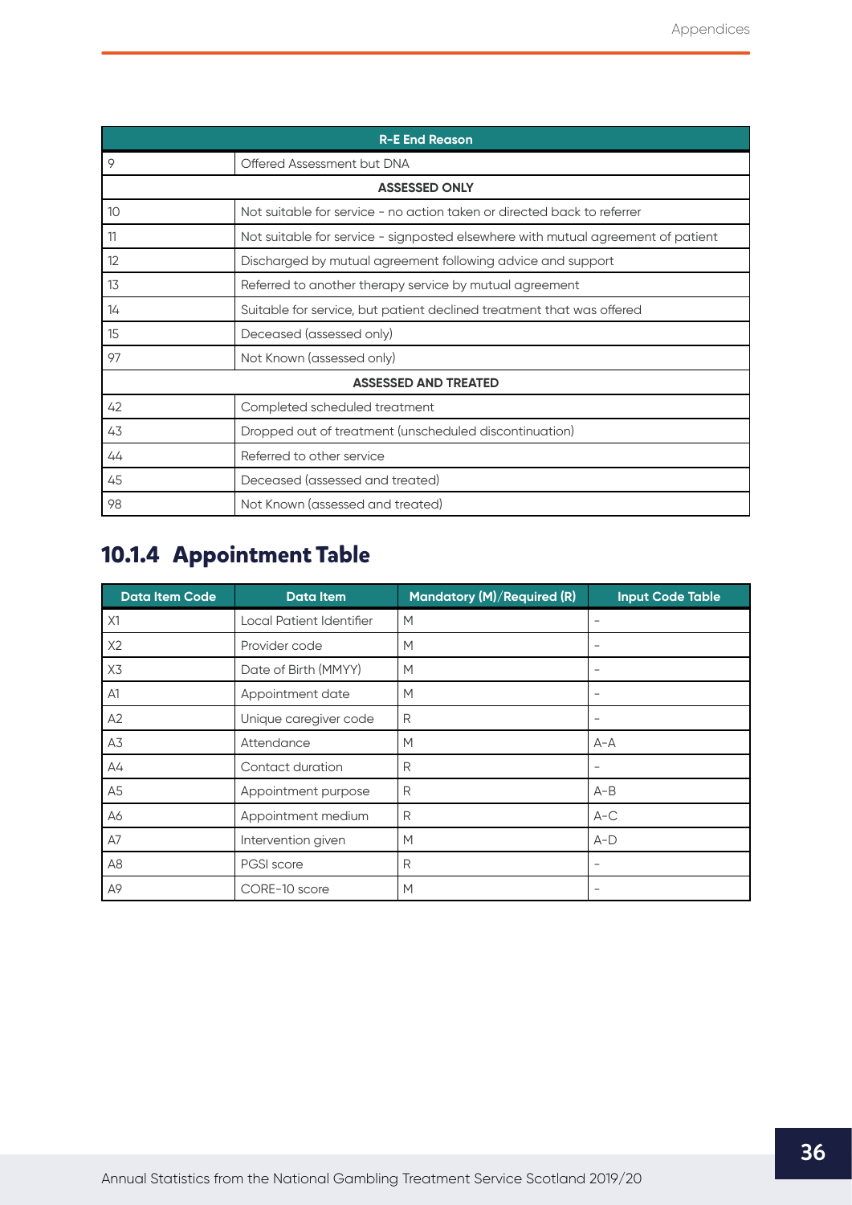| R-E End Reason | |
|---|---|
| 9 | Offered Assessment but DNA |
| **ASSESSED ONLY** | |
| 10 | Not suitable for service - no action taken or directed back to referrer |
| 11 | Not suitable for service - signposted elsewhere with mutual agreement of patient |
| 12 | Discharged by mutual agreement following advice and support |
| 13 | Referred to another therapy service by mutual agreement |
| 14 | Suitable for service, but patient declined treatment that was offered |
| 15 | Deceased (assessed only) |
| 97 | Not Known (assessed only) |
| **ASSESSED AND TREATED** | |
| 42 | Completed scheduled treatment |
| 43 | Dropped out of treatment (unscheduled discontinuation) |
| 44 | Referred to other service |
| 45 | Deceased (assessed and treated) |
| 98 | Not Known (assessed and treated) |

## 10.1.4 Appointment Table

| Data Item Code | Data Item | Mandatory (M)/Required (R) | Input Code Table |
|---|---|---|---|
| X1 | Local Patient Identifier | M | - |
| X2 | Provider code | M | - |
| X3 | Date of Birth (MMYY) | M | - |
| A1 | Appointment date | M | - |
| A2 | Unique caregiver code | R | - |
| A3 | Attendance | M | A-A |
| A4 | Contact duration | R | - |
| A5 | Appointment purpose | R | A-B |
| A6 | Appointment medium | R | A-C |
| A7 | Intervention given | M | A-D |
| A8 | PGSI score | R | - |
| A9 | CORE-10 score | M | - |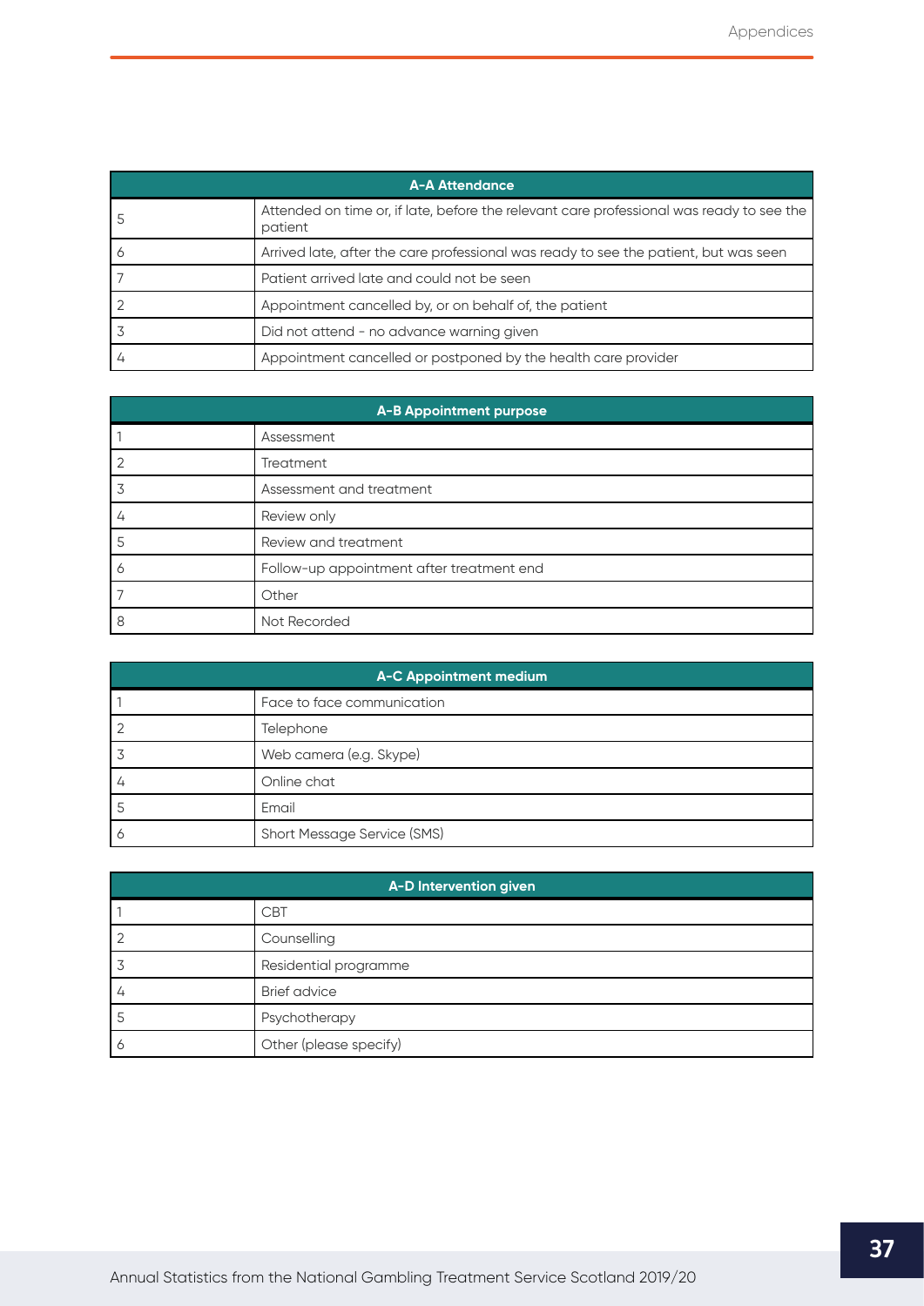| A-A Attendance | |
|---|---|
| 5 | Attended on time or, if late, before the relevant care professional was ready to see the patient |
| 6 | Arrived late, after the care professional was ready to see the patient, but was seen |
| 7 | Patient arrived late and could not be seen |
| 2 | Appointment cancelled by, or on behalf of, the patient |
| 3 | Did not attend - no advance warning given |
| 4 | Appointment cancelled or postponed by the health care provider |

| A-B Appointment purpose | |
|---|---|
| 1 | Assessment |
| 2 | Treatment |
| 3 | Assessment and treatment |
| 4 | Review only |
| 5 | Review and treatment |
| 6 | Follow-up appointment after treatment end |
| 7 | Other |
| 8 | Not Recorded |

| A-C Appointment medium | |
|---|---|
| 1 | Face to face communication |
| 2 | Telephone |
| 3 | Web camera (e.g. Skype) |
| 4 | Online chat |
| 5 | Email |
| 6 | Short Message Service (SMS) |

| A-D Intervention given | |
|---|---|
| 1 | CBT |
| 2 | Counselling |
| 3 | Residential programme |
| 4 | Brief advice |
| 5 | Psychotherapy |
| 6 | Other (please specify) |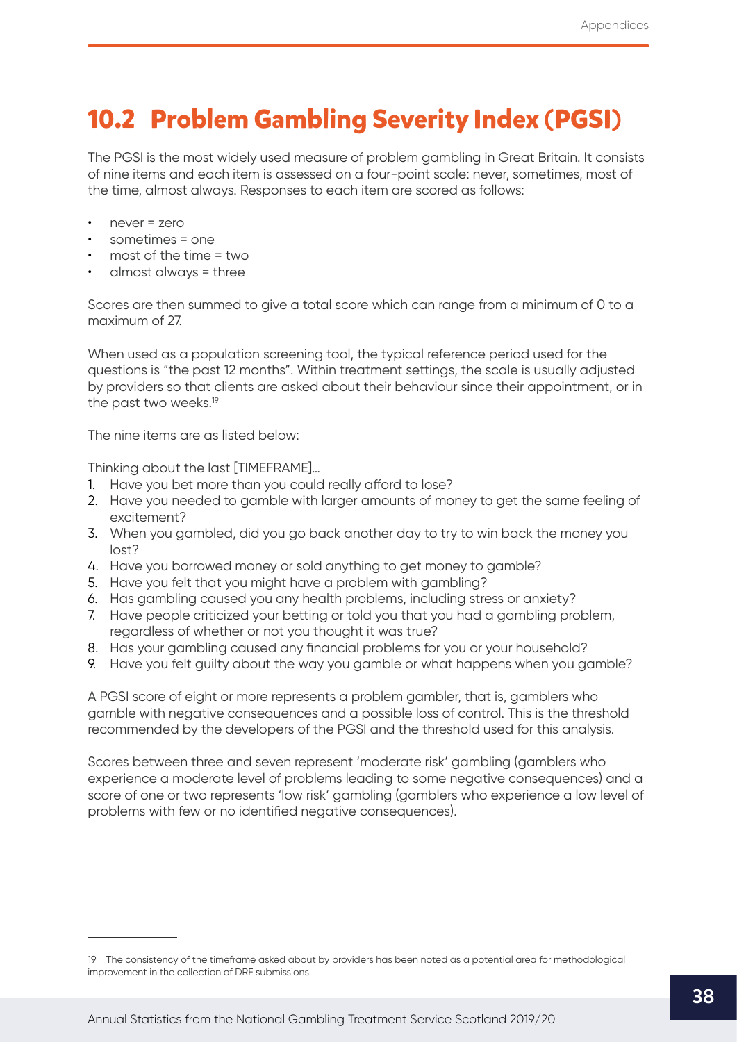## 10.2 Problem Gambling Severity Index (PGSI)

The PGSI is the most widely used measure of problem gambling in Great Britain. It consists of nine items and each item is assessed on a four-point scale: never, sometimes, most of the time, almost always. Responses to each item are scored as follows:

- never = zero
- sometimes = one
- most of the time = two
- almost always = three

Scores are then summed to give a total score which can range from a minimum of 0 to a maximum of 27.

When used as a population screening tool, the typical reference period used for the questions is "the past 12 months". Within treatment settings, the scale is usually adjusted by providers so that clients are asked about their behaviour since their appointment, or in the past two weeks.[19]

The nine items are as listed below:

Thinking about the last [TIMEFRAME]...

1. Have you bet more than you could really afford to lose?
2. Have you needed to gamble with larger amounts of money to get the same feeling of excitement?
3. When you gambled, did you go back another day to try to win back the money you lost?
4. Have you borrowed money or sold anything to get money to gamble?
5. Have you felt that you might have a problem with gambling?
6. Has gambling caused you any health problems, including stress or anxiety?
7. Have people criticized your betting or told you that you had a gambling problem, regardless of whether or not you thought it was true?
8. Has your gambling caused any financial problems for you or your household?
9. Have you felt guilty about the way you gamble or what happens when you gamble?

A PGSI score of eight or more represents a problem gambler, that is, gamblers who gamble with negative consequences and a possible loss of control. This is the threshold recommended by the developers of the PGSI and the threshold used for this analysis.

Scores between three and seven represent 'moderate risk' gambling (gamblers who experience a moderate level of problems leading to some negative consequences) and a score of one or two represents 'low risk' gambling (gamblers who experience a low level of problems with few or no identified negative consequences).

---

19 The consistency of the timeframe asked about by providers has been noted as a potential area for methodological improvement in the collection of DRF submissions.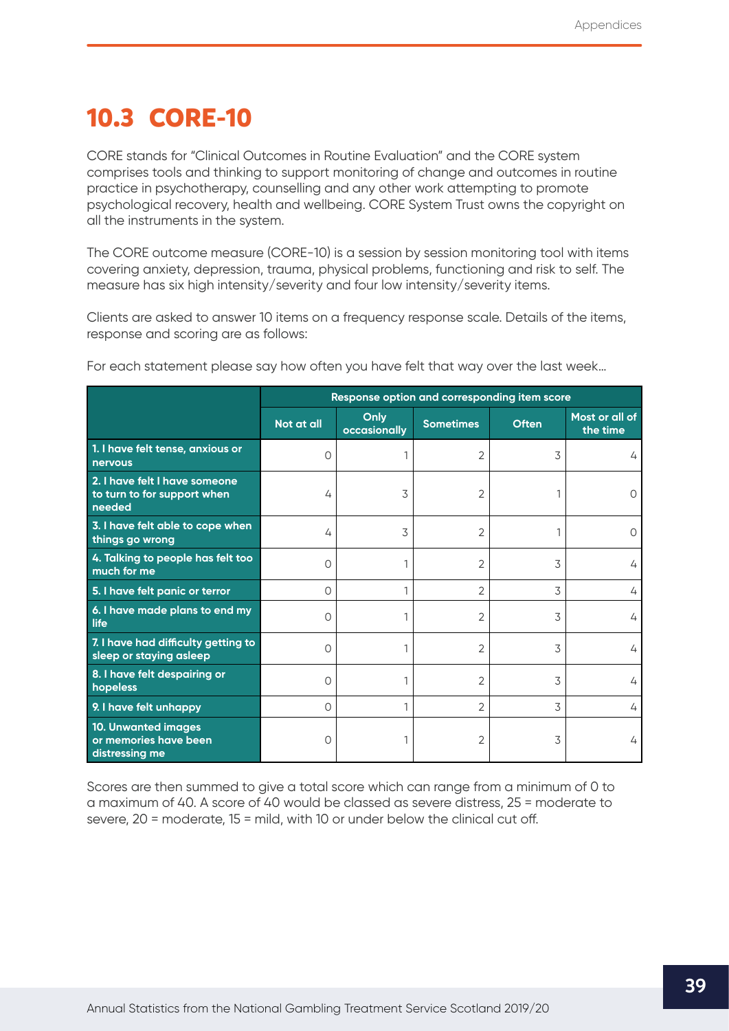## 10.3 CORE-10

CORE stands for "Clinical Outcomes in Routine Evaluation" and the CORE system comprises tools and thinking to support monitoring of change and outcomes in routine practice in psychotherapy, counselling and any other work attempting to promote psychological recovery, health and wellbeing. CORE System Trust owns the copyright on all the instruments in the system.

The CORE outcome measure (CORE-10) is a session by session monitoring tool with items covering anxiety, depression, trauma, physical problems, functioning and risk to self. The measure has six high intensity/severity and four low intensity/severity items.

Clients are asked to answer 10 items on a frequency response scale. Details of the items, response and scoring are as follows:

For each statement please say how often you have felt that way over the last week...

| | Response option and corresponding item score | | | | |
|---|---|---|---|---|---|
| | Not at all | Only occasionally | Sometimes | Often | Most or all of the time |
| **1. I have felt tense, anxious or nervous** | 0 | 1 | 2 | 3 | 4 |
| **2. I have felt I have someone to turn to for support when needed** | 4 | 3 | 2 | 1 | 0 |
| **3. I have felt able to cope when things go wrong** | 4 | 3 | 2 | 1 | 0 |
| **4. Talking to people has felt too much for me** | 0 | 1 | 2 | 3 | 4 |
| **5. I have felt panic or terror** | 0 | 1 | 2 | 3 | 4 |
| **6. I have made plans to end my life** | 0 | 1 | 2 | 3 | 4 |
| **7. I have had difficulty getting to sleep or staying asleep** | 0 | 1 | 2 | 3 | 4 |
| **8. I have felt despairing or hopeless** | 0 | 1 | 2 | 3 | 4 |
| **9. I have felt unhappy** | 0 | 1 | 2 | 3 | 4 |
| **10. Unwanted images or memories have been distressing me** | 0 | 1 | 2 | 3 | 4 |

Scores are then summed to give a total score which can range from a minimum of 0 to a maximum of 40. A score of 40 would be classed as severe distress, 25 = moderate to severe, 20 = moderate, 15 = mild, with 10 or under below the clinical cut off.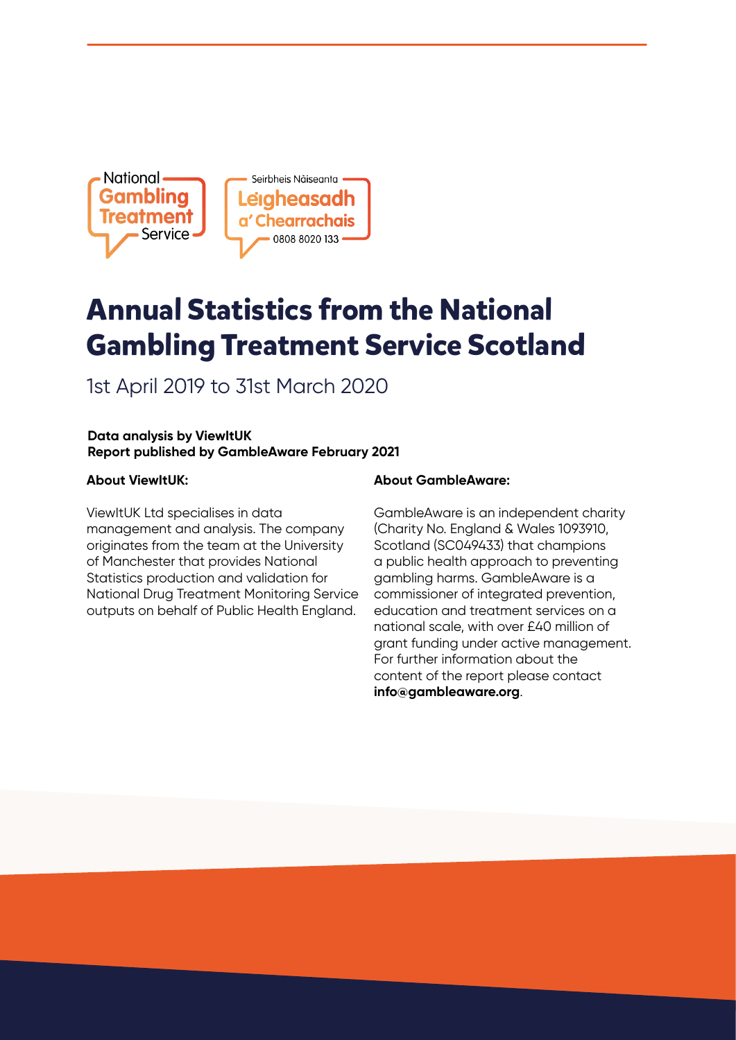National Gambling Treatment Service

Seirbheis Nàiseanta Lèigheasadh a' Chearrachais 0808 8020 133

# Annual Statistics from the National Gambling Treatment Service Scotland

1st April 2019 to 31st March 2020

**Data analysis by ViewItUK**
**Report published by GambleAware February 2021**

**About ViewItUK:**

ViewItUK Ltd specialises in data management and analysis. The company originates from the team at the University of Manchester that provides National Statistics production and validation for National Drug Treatment Monitoring Service outputs on behalf of Public Health England.

**About GambleAware:**

GambleAware is an independent charity (Charity No. England & Wales 1093910, Scotland (SC049433) that champions a public health approach to preventing gambling harms. GambleAware is a commissioner of integrated prevention, education and treatment services on a national scale, with over £40 million of grant funding under active management. For further information about the content of the report please contact **info@gambleaware.org**.